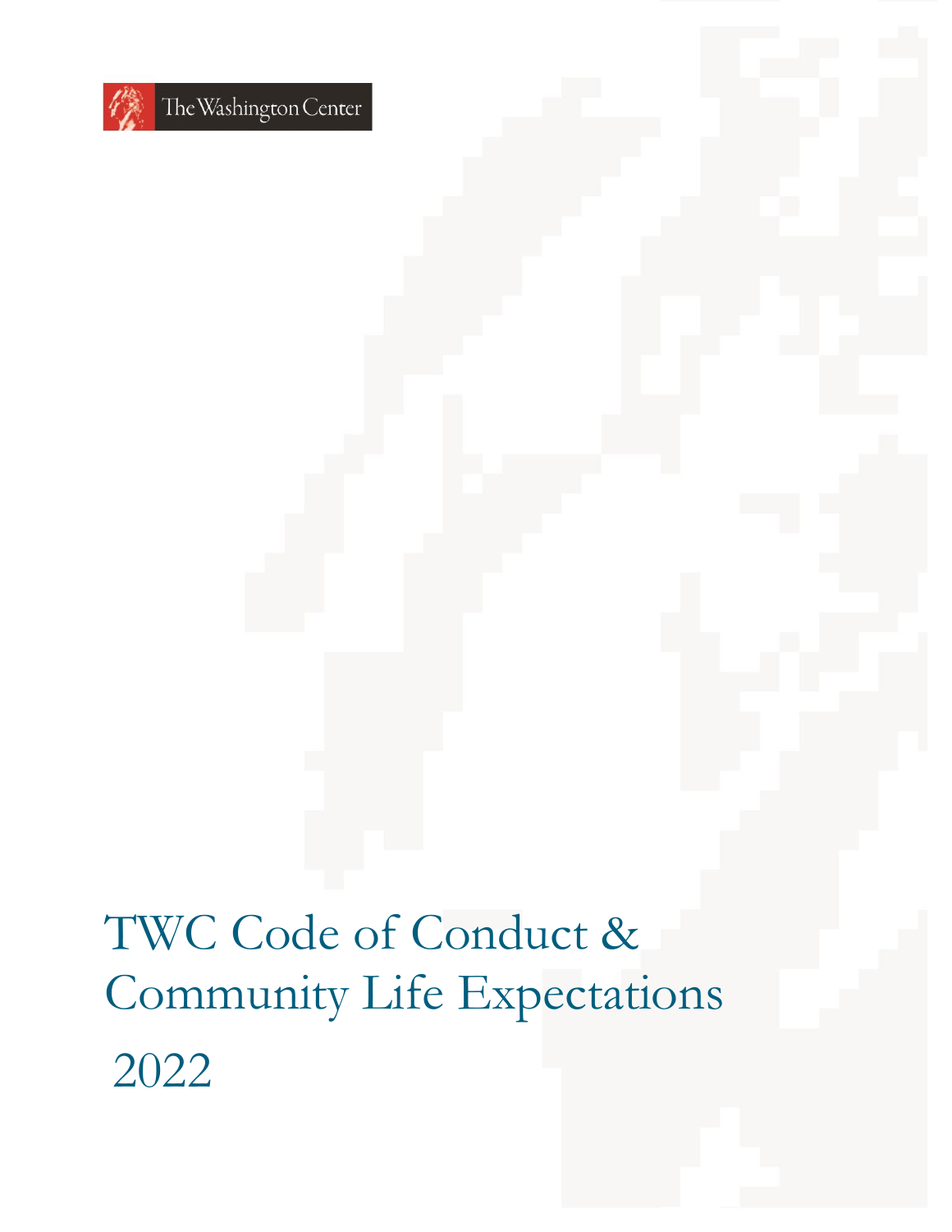The Washington Center

# TWC Code of Conduct & Community Life Expectations

2022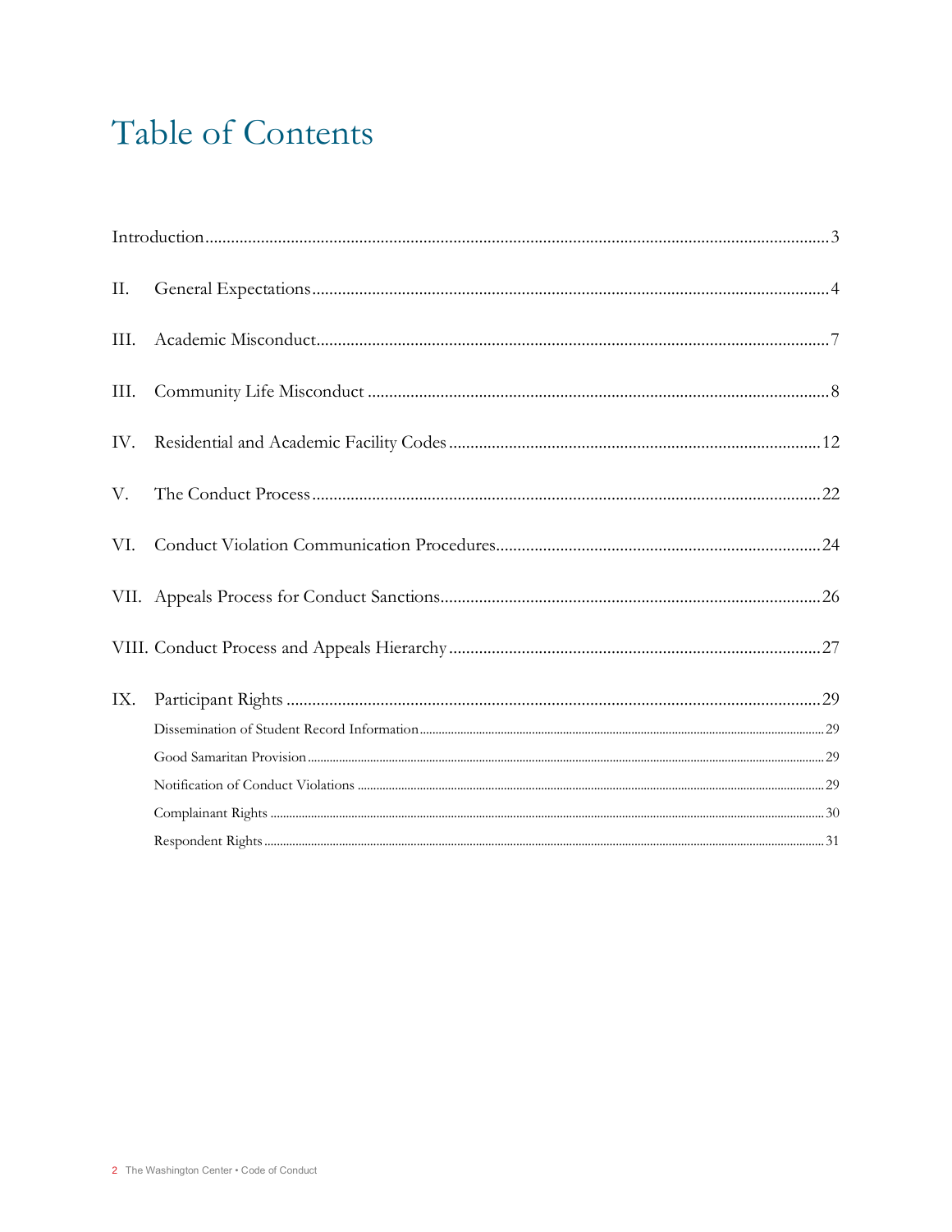# Table of Contents

Introduction .......... 3

II. General Expectations .......... 4

III. Academic Misconduct .......... 7

III. Community Life Misconduct .......... 8

IV. Residential and Academic Facility Codes .......... 12

V. The Conduct Process .......... 22

VI. Conduct Violation Communication Procedures .......... 24

VII. Appeals Process for Conduct Sanctions .......... 26

VIII. Conduct Process and Appeals Hierarchy .......... 27

IX. Participant Rights .......... 29

- Dissemination of Student Record Information .......... 29
- Good Samaritan Provision .......... 29
- Notification of Conduct Violations .......... 29
- Complainant Rights .......... 30
- Respondent Rights .......... 31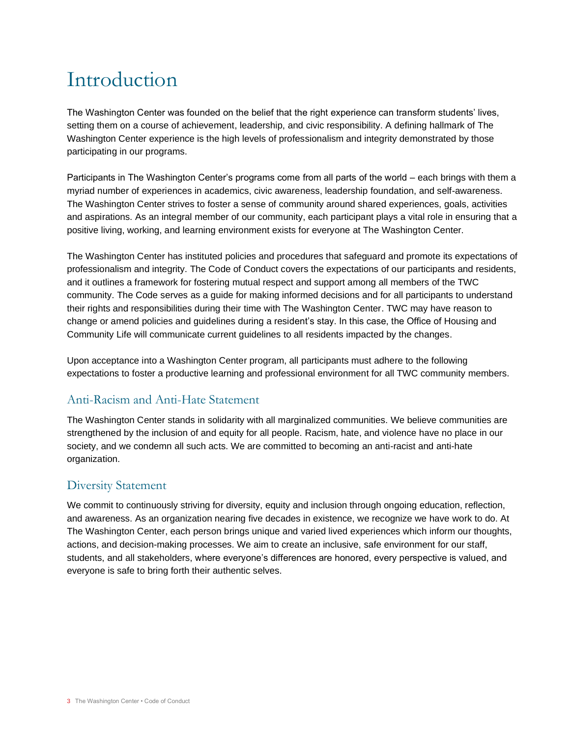# Introduction

The Washington Center was founded on the belief that the right experience can transform students' lives, setting them on a course of achievement, leadership, and civic responsibility. A defining hallmark of The Washington Center experience is the high levels of professionalism and integrity demonstrated by those participating in our programs.

Participants in The Washington Center's programs come from all parts of the world – each brings with them a myriad number of experiences in academics, civic awareness, leadership foundation, and self-awareness. The Washington Center strives to foster a sense of community around shared experiences, goals, activities and aspirations. As an integral member of our community, each participant plays a vital role in ensuring that a positive living, working, and learning environment exists for everyone at The Washington Center.

The Washington Center has instituted policies and procedures that safeguard and promote its expectations of professionalism and integrity. The Code of Conduct covers the expectations of our participants and residents, and it outlines a framework for fostering mutual respect and support among all members of the TWC community. The Code serves as a guide for making informed decisions and for all participants to understand their rights and responsibilities during their time with The Washington Center. TWC may have reason to change or amend policies and guidelines during a resident's stay. In this case, the Office of Housing and Community Life will communicate current guidelines to all residents impacted by the changes.

Upon acceptance into a Washington Center program, all participants must adhere to the following expectations to foster a productive learning and professional environment for all TWC community members.

## Anti-Racism and Anti-Hate Statement

The Washington Center stands in solidarity with all marginalized communities. We believe communities are strengthened by the inclusion of and equity for all people. Racism, hate, and violence have no place in our society, and we condemn all such acts. We are committed to becoming an anti-racist and anti-hate organization.

## Diversity Statement

We commit to continuously striving for diversity, equity and inclusion through ongoing education, reflection, and awareness. As an organization nearing five decades in existence, we recognize we have work to do. At The Washington Center, each person brings unique and varied lived experiences which inform our thoughts, actions, and decision-making processes. We aim to create an inclusive, safe environment for our staff, students, and all stakeholders, where everyone's differences are honored, every perspective is valued, and everyone is safe to bring forth their authentic selves.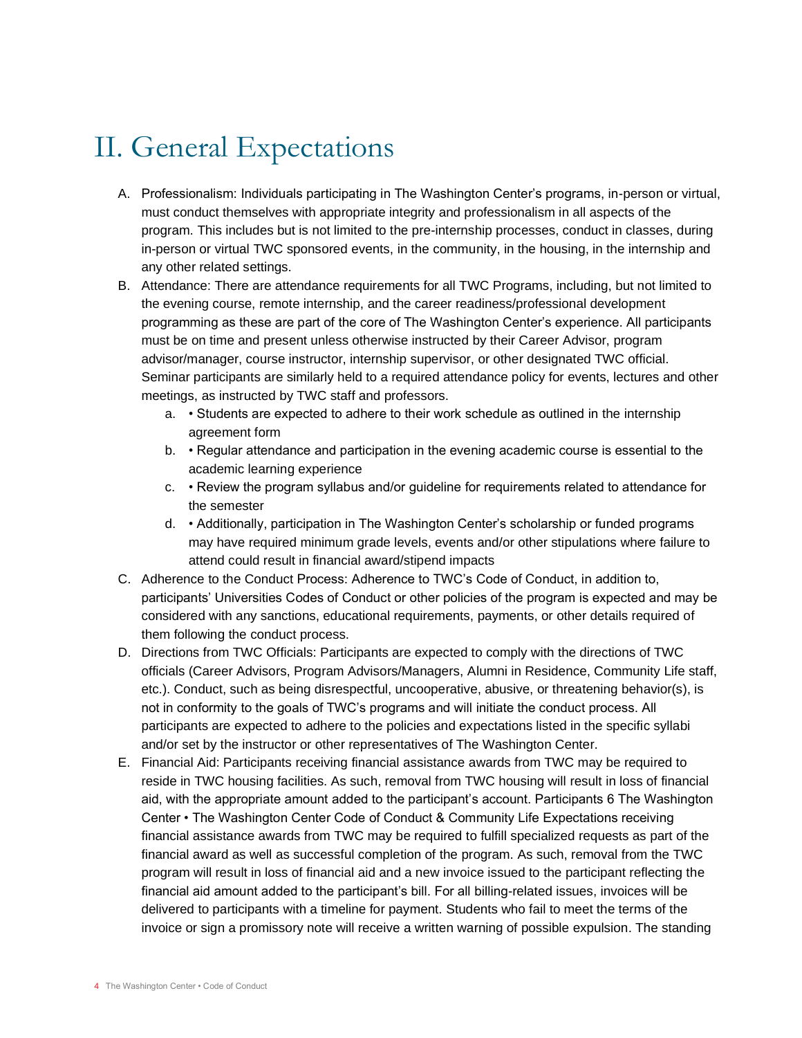# II. General Expectations

A. Professionalism: Individuals participating in The Washington Center's programs, in-person or virtual, must conduct themselves with appropriate integrity and professionalism in all aspects of the program. This includes but is not limited to the pre-internship processes, conduct in classes, during in-person or virtual TWC sponsored events, in the community, in the housing, in the internship and any other related settings.

B. Attendance: There are attendance requirements for all TWC Programs, including, but not limited to the evening course, remote internship, and the career readiness/professional development programming as these are part of the core of The Washington Center's experience. All participants must be on time and present unless otherwise instructed by their Career Advisor, program advisor/manager, course instructor, internship supervisor, or other designated TWC official. Seminar participants are similarly held to a required attendance policy for events, lectures and other meetings, as instructed by TWC staff and professors.
   a. • Students are expected to adhere to their work schedule as outlined in the internship agreement form
   b. • Regular attendance and participation in the evening academic course is essential to the academic learning experience
   c. • Review the program syllabus and/or guideline for requirements related to attendance for the semester
   d. • Additionally, participation in The Washington Center's scholarship or funded programs may have required minimum grade levels, events and/or other stipulations where failure to attend could result in financial award/stipend impacts

C. Adherence to the Conduct Process: Adherence to TWC's Code of Conduct, in addition to, participants' Universities Codes of Conduct or other policies of the program is expected and may be considered with any sanctions, educational requirements, payments, or other details required of them following the conduct process.

D. Directions from TWC Officials: Participants are expected to comply with the directions of TWC officials (Career Advisors, Program Advisors/Managers, Alumni in Residence, Community Life staff, etc.). Conduct, such as being disrespectful, uncooperative, abusive, or threatening behavior(s), is not in conformity to the goals of TWC's programs and will initiate the conduct process. All participants are expected to adhere to the policies and expectations listed in the specific syllabi and/or set by the instructor or other representatives of The Washington Center.

E. Financial Aid: Participants receiving financial assistance awards from TWC may be required to reside in TWC housing facilities. As such, removal from TWC housing will result in loss of financial aid, with the appropriate amount added to the participant's account. Participants 6 The Washington Center • The Washington Center Code of Conduct & Community Life Expectations receiving financial assistance awards from TWC may be required to fulfill specialized requests as part of the financial award as well as successful completion of the program. As such, removal from the TWC program will result in loss of financial aid and a new invoice issued to the participant reflecting the financial aid amount added to the participant's bill. For all billing-related issues, invoices will be delivered to participants with a timeline for payment. Students who fail to meet the terms of the invoice or sign a promissory note will receive a written warning of possible expulsion. The standing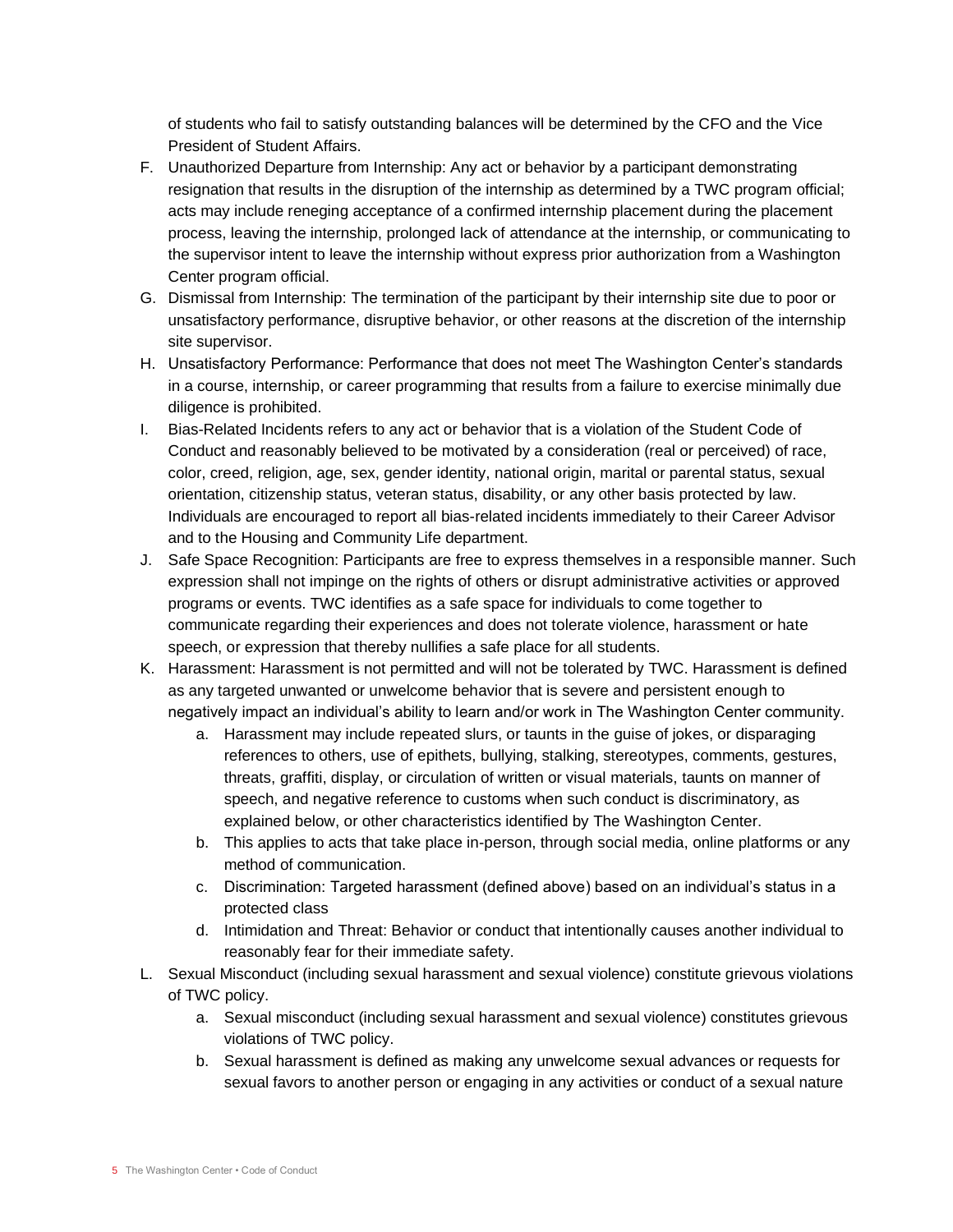of students who fail to satisfy outstanding balances will be determined by the CFO and the Vice President of Student Affairs.

F. Unauthorized Departure from Internship: Any act or behavior by a participant demonstrating resignation that results in the disruption of the internship as determined by a TWC program official; acts may include reneging acceptance of a confirmed internship placement during the placement process, leaving the internship, prolonged lack of attendance at the internship, or communicating to the supervisor intent to leave the internship without express prior authorization from a Washington Center program official.

G. Dismissal from Internship: The termination of the participant by their internship site due to poor or unsatisfactory performance, disruptive behavior, or other reasons at the discretion of the internship site supervisor.

H. Unsatisfactory Performance: Performance that does not meet The Washington Center's standards in a course, internship, or career programming that results from a failure to exercise minimally due diligence is prohibited.

I. Bias-Related Incidents refers to any act or behavior that is a violation of the Student Code of Conduct and reasonably believed to be motivated by a consideration (real or perceived) of race, color, creed, religion, age, sex, gender identity, national origin, marital or parental status, sexual orientation, citizenship status, veteran status, disability, or any other basis protected by law. Individuals are encouraged to report all bias-related incidents immediately to their Career Advisor and to the Housing and Community Life department.

J. Safe Space Recognition: Participants are free to express themselves in a responsible manner. Such expression shall not impinge on the rights of others or disrupt administrative activities or approved programs or events. TWC identifies as a safe space for individuals to come together to communicate regarding their experiences and does not tolerate violence, harassment or hate speech, or expression that thereby nullifies a safe place for all students.

K. Harassment: Harassment is not permitted and will not be tolerated by TWC. Harassment is defined as any targeted unwanted or unwelcome behavior that is severe and persistent enough to negatively impact an individual's ability to learn and/or work in The Washington Center community.
    a. Harassment may include repeated slurs, or taunts in the guise of jokes, or disparaging references to others, use of epithets, bullying, stalking, stereotypes, comments, gestures, threats, graffiti, display, or circulation of written or visual materials, taunts on manner of speech, and negative reference to customs when such conduct is discriminatory, as explained below, or other characteristics identified by The Washington Center.
    b. This applies to acts that take place in-person, through social media, online platforms or any method of communication.
    c. Discrimination: Targeted harassment (defined above) based on an individual's status in a protected class
    d. Intimidation and Threat: Behavior or conduct that intentionally causes another individual to reasonably fear for their immediate safety.

L. Sexual Misconduct (including sexual harassment and sexual violence) constitute grievous violations of TWC policy.
    a. Sexual misconduct (including sexual harassment and sexual violence) constitutes grievous violations of TWC policy.
    b. Sexual harassment is defined as making any unwelcome sexual advances or requests for sexual favors to another person or engaging in any activities or conduct of a sexual nature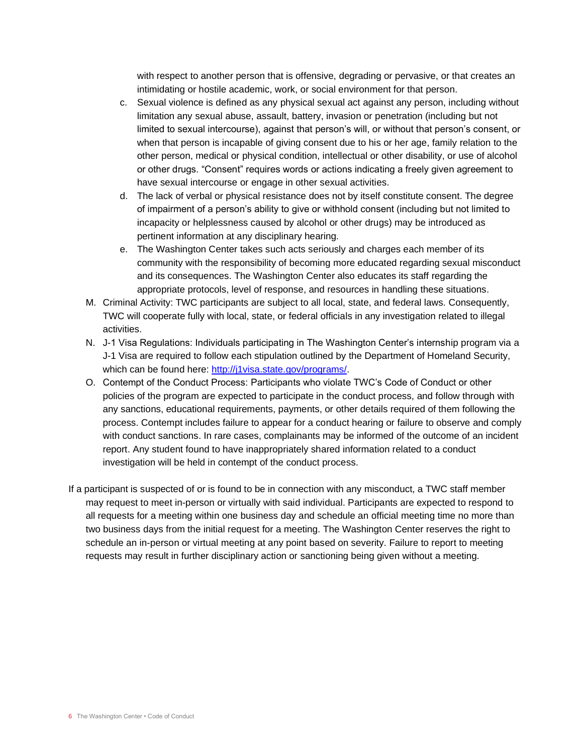with respect to another person that is offensive, degrading or pervasive, or that creates an intimidating or hostile academic, work, or social environment for that person.

   c. Sexual violence is defined as any physical sexual act against any person, including without limitation any sexual abuse, assault, battery, invasion or penetration (including but not limited to sexual intercourse), against that person's will, or without that person's consent, or when that person is incapable of giving consent due to his or her age, family relation to the other person, medical or physical condition, intellectual or other disability, or use of alcohol or other drugs. "Consent" requires words or actions indicating a freely given agreement to have sexual intercourse or engage in other sexual activities.
   d. The lack of verbal or physical resistance does not by itself constitute consent. The degree of impairment of a person's ability to give or withhold consent (including but not limited to incapacity or helplessness caused by alcohol or other drugs) may be introduced as pertinent information at any disciplinary hearing.
   e. The Washington Center takes such acts seriously and charges each member of its community with the responsibility of becoming more educated regarding sexual misconduct and its consequences. The Washington Center also educates its staff regarding the appropriate protocols, level of response, and resources in handling these situations.

M. Criminal Activity: TWC participants are subject to all local, state, and federal laws. Consequently, TWC will cooperate fully with local, state, or federal officials in any investigation related to illegal activities.

N. J-1 Visa Regulations: Individuals participating in The Washington Center's internship program via a J-1 Visa are required to follow each stipulation outlined by the Department of Homeland Security, which can be found here: [http://j1visa.state.gov/programs/](http://j1visa.state.gov/programs/).

O. Contempt of the Conduct Process: Participants who violate TWC's Code of Conduct or other policies of the program are expected to participate in the conduct process, and follow through with any sanctions, educational requirements, payments, or other details required of them following the process. Contempt includes failure to appear for a conduct hearing or failure to observe and comply with conduct sanctions. In rare cases, complainants may be informed of the outcome of an incident report. Any student found to have inappropriately shared information related to a conduct investigation will be held in contempt of the conduct process.

If a participant is suspected of or is found to be in connection with any misconduct, a TWC staff member may request to meet in-person or virtually with said individual. Participants are expected to respond to all requests for a meeting within one business day and schedule an official meeting time no more than two business days from the initial request for a meeting. The Washington Center reserves the right to schedule an in-person or virtual meeting at any point based on severity. Failure to report to meeting requests may result in further disciplinary action or sanctioning being given without a meeting.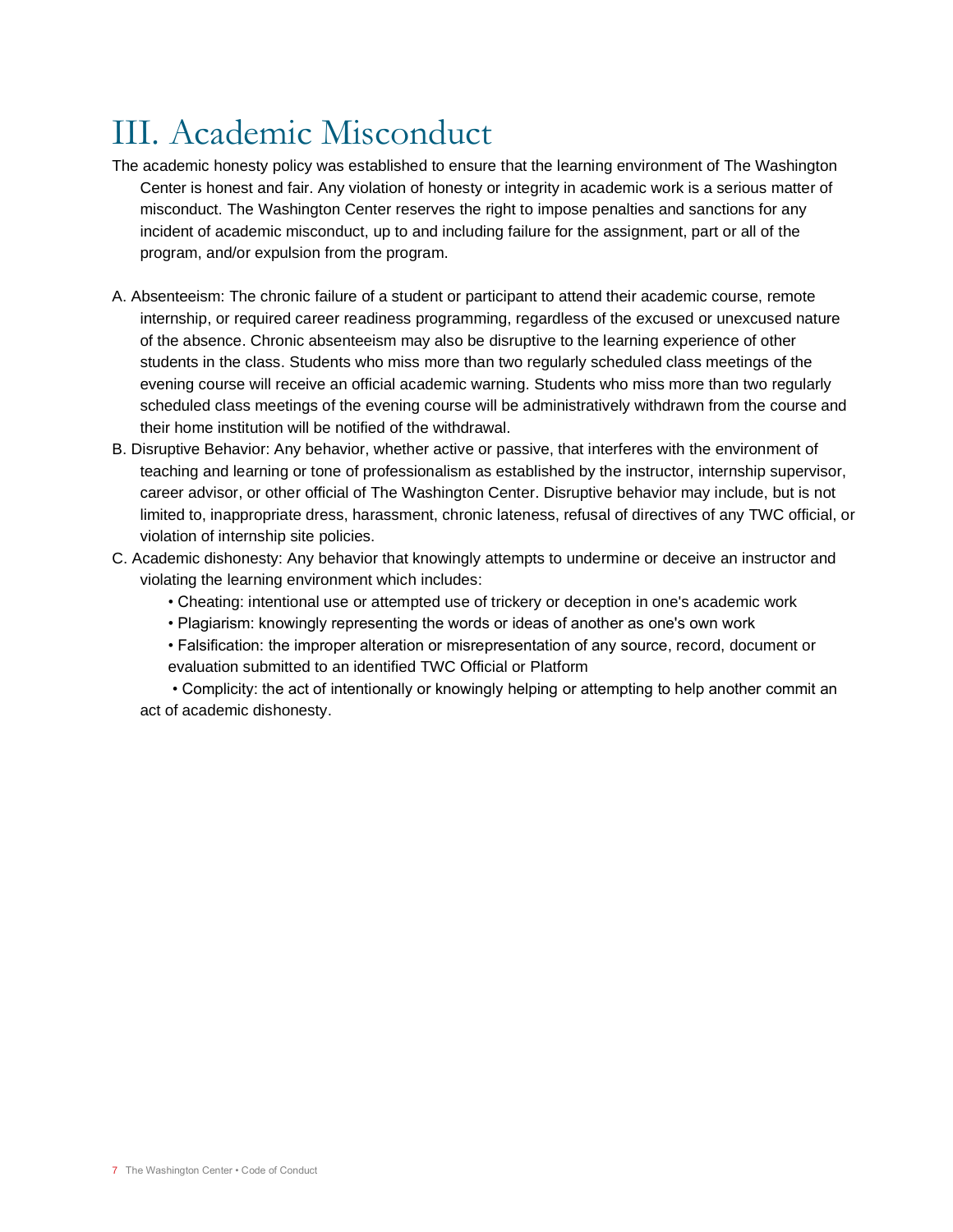# III. Academic Misconduct

The academic honesty policy was established to ensure that the learning environment of The Washington Center is honest and fair. Any violation of honesty or integrity in academic work is a serious matter of misconduct. The Washington Center reserves the right to impose penalties and sanctions for any incident of academic misconduct, up to and including failure for the assignment, part or all of the program, and/or expulsion from the program.

A. Absenteeism: The chronic failure of a student or participant to attend their academic course, remote internship, or required career readiness programming, regardless of the excused or unexcused nature of the absence. Chronic absenteeism may also be disruptive to the learning experience of other students in the class. Students who miss more than two regularly scheduled class meetings of the evening course will receive an official academic warning. Students who miss more than two regularly scheduled class meetings of the evening course will be administratively withdrawn from the course and their home institution will be notified of the withdrawal.

B. Disruptive Behavior: Any behavior, whether active or passive, that interferes with the environment of teaching and learning or tone of professionalism as established by the instructor, internship supervisor, career advisor, or other official of The Washington Center. Disruptive behavior may include, but is not limited to, inappropriate dress, harassment, chronic lateness, refusal of directives of any TWC official, or violation of internship site policies.

C. Academic dishonesty: Any behavior that knowingly attempts to undermine or deceive an instructor and violating the learning environment which includes:

- Cheating: intentional use or attempted use of trickery or deception in one's academic work
- Plagiarism: knowingly representing the words or ideas of another as one's own work
- Falsification: the improper alteration or misrepresentation of any source, record, document or evaluation submitted to an identified TWC Official or Platform
- Complicity: the act of intentionally or knowingly helping or attempting to help another commit an act of academic dishonesty.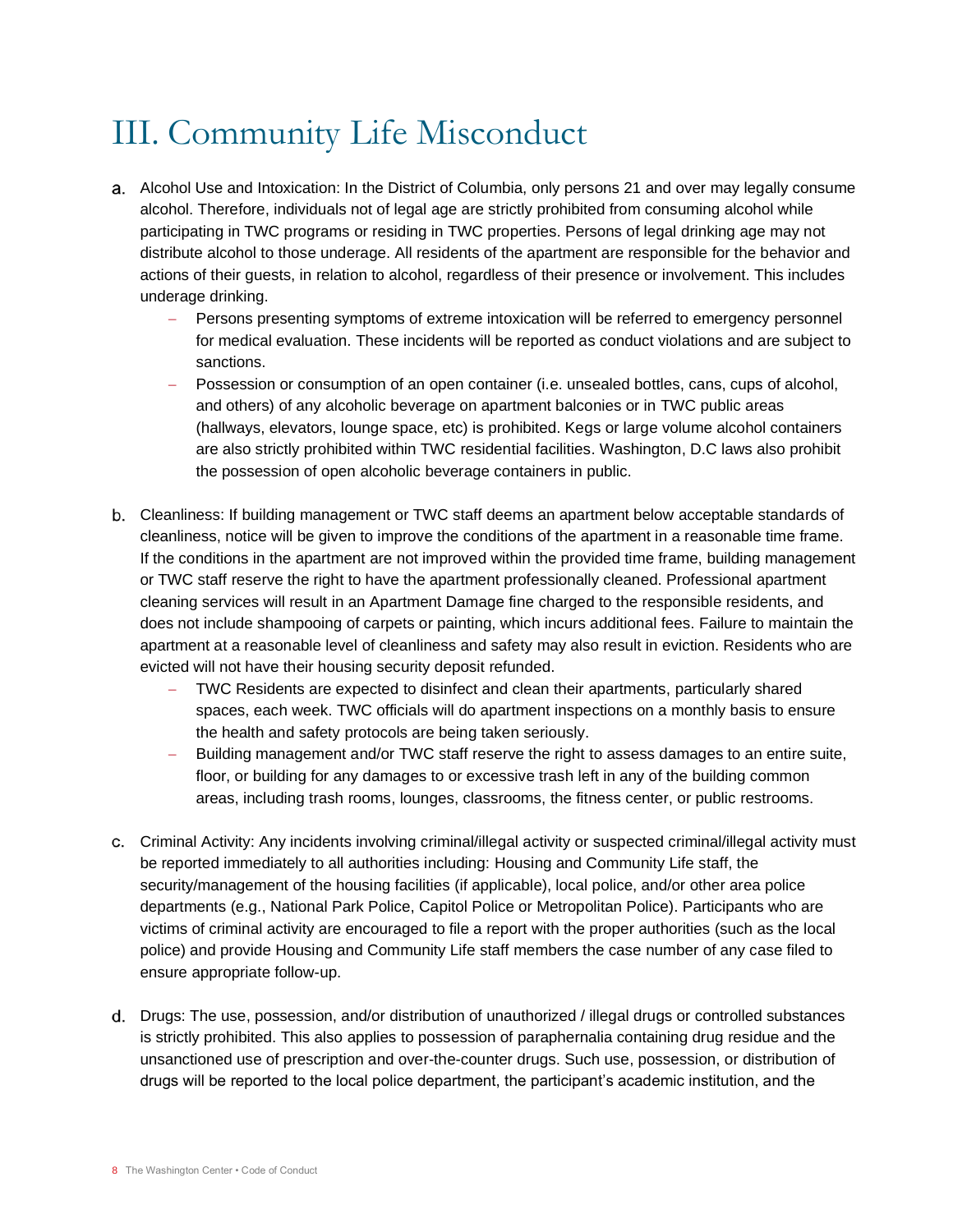# III. Community Life Misconduct

a. Alcohol Use and Intoxication: In the District of Columbia, only persons 21 and over may legally consume alcohol. Therefore, individuals not of legal age are strictly prohibited from consuming alcohol while participating in TWC programs or residing in TWC properties. Persons of legal drinking age may not distribute alcohol to those underage. All residents of the apartment are responsible for the behavior and actions of their guests, in relation to alcohol, regardless of their presence or involvement. This includes underage drinking.
   - Persons presenting symptoms of extreme intoxication will be referred to emergency personnel for medical evaluation. These incidents will be reported as conduct violations and are subject to sanctions.
   - Possession or consumption of an open container (i.e. unsealed bottles, cans, cups of alcohol, and others) of any alcoholic beverage on apartment balconies or in TWC public areas (hallways, elevators, lounge space, etc) is prohibited. Kegs or large volume alcohol containers are also strictly prohibited within TWC residential facilities. Washington, D.C laws also prohibit the possession of open alcoholic beverage containers in public.

b. Cleanliness: If building management or TWC staff deems an apartment below acceptable standards of cleanliness, notice will be given to improve the conditions of the apartment in a reasonable time frame. If the conditions in the apartment are not improved within the provided time frame, building management or TWC staff reserve the right to have the apartment professionally cleaned. Professional apartment cleaning services will result in an Apartment Damage fine charged to the responsible residents, and does not include shampooing of carpets or painting, which incurs additional fees. Failure to maintain the apartment at a reasonable level of cleanliness and safety may also result in eviction. Residents who are evicted will not have their housing security deposit refunded.
   - TWC Residents are expected to disinfect and clean their apartments, particularly shared spaces, each week. TWC officials will do apartment inspections on a monthly basis to ensure the health and safety protocols are being taken seriously.
   - Building management and/or TWC staff reserve the right to assess damages to an entire suite, floor, or building for any damages to or excessive trash left in any of the building common areas, including trash rooms, lounges, classrooms, the fitness center, or public restrooms.

c. Criminal Activity: Any incidents involving criminal/illegal activity or suspected criminal/illegal activity must be reported immediately to all authorities including: Housing and Community Life staff, the security/management of the housing facilities (if applicable), local police, and/or other area police departments (e.g., National Park Police, Capitol Police or Metropolitan Police). Participants who are victims of criminal activity are encouraged to file a report with the proper authorities (such as the local police) and provide Housing and Community Life staff members the case number of any case filed to ensure appropriate follow-up.

d. Drugs: The use, possession, and/or distribution of unauthorized / illegal drugs or controlled substances is strictly prohibited. This also applies to possession of paraphernalia containing drug residue and the unsanctioned use of prescription and over-the-counter drugs. Such use, possession, or distribution of drugs will be reported to the local police department, the participant's academic institution, and the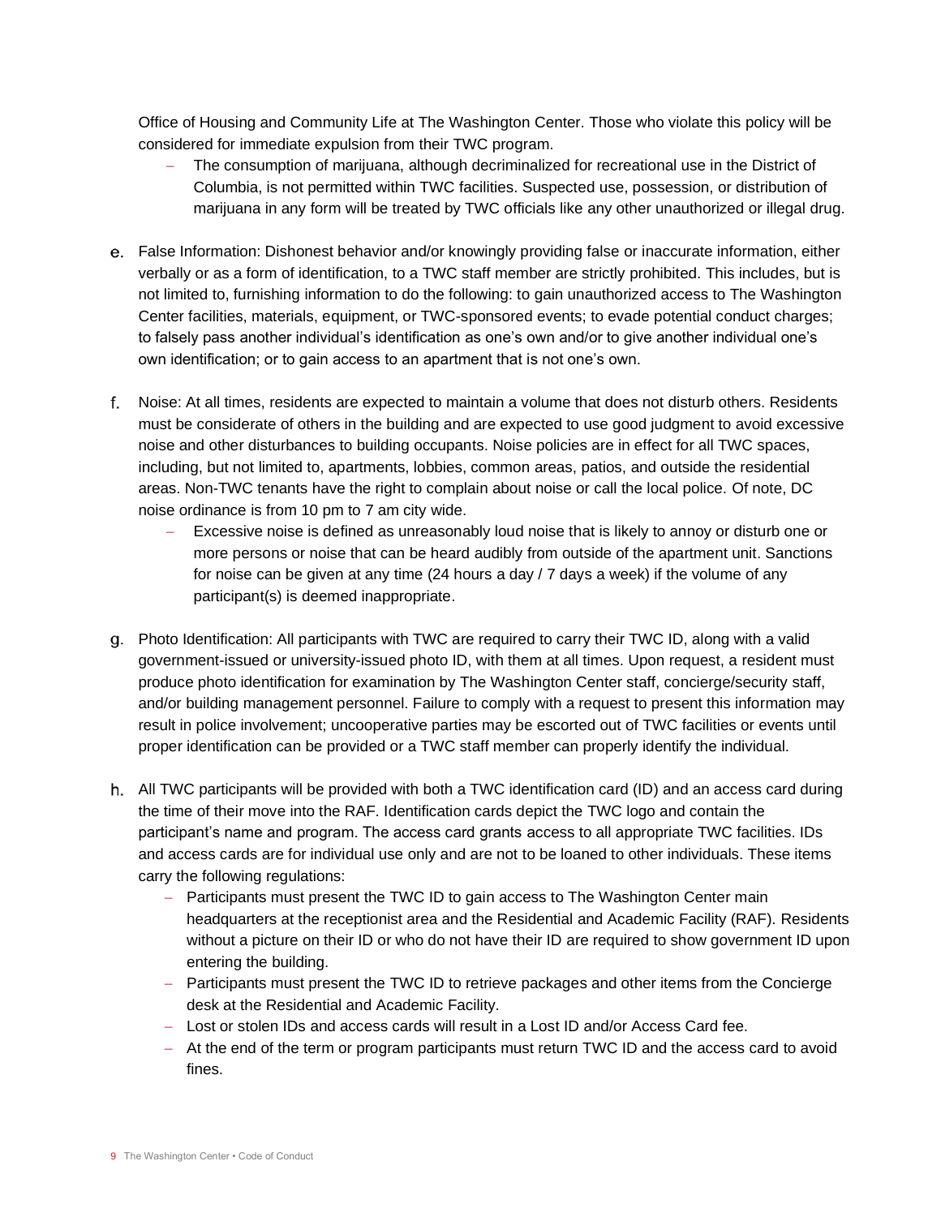Office of Housing and Community Life at The Washington Center. Those who violate this policy will be considered for immediate expulsion from their TWC program.

- The consumption of marijuana, although decriminalized for recreational use in the District of Columbia, is not permitted within TWC facilities. Suspected use, possession, or distribution of marijuana in any form will be treated by TWC officials like any other unauthorized or illegal drug.

e. False Information: Dishonest behavior and/or knowingly providing false or inaccurate information, either verbally or as a form of identification, to a TWC staff member are strictly prohibited. This includes, but is not limited to, furnishing information to do the following: to gain unauthorized access to The Washington Center facilities, materials, equipment, or TWC-sponsored events; to evade potential conduct charges; to falsely pass another individual's identification as one's own and/or to give another individual one's own identification; or to gain access to an apartment that is not one's own.

f. Noise: At all times, residents are expected to maintain a volume that does not disturb others. Residents must be considerate of others in the building and are expected to use good judgment to avoid excessive noise and other disturbances to building occupants. Noise policies are in effect for all TWC spaces, including, but not limited to, apartments, lobbies, common areas, patios, and outside the residential areas. Non-TWC tenants have the right to complain about noise or call the local police. Of note, DC noise ordinance is from 10 pm to 7 am city wide.

- Excessive noise is defined as unreasonably loud noise that is likely to annoy or disturb one or more persons or noise that can be heard audibly from outside of the apartment unit. Sanctions for noise can be given at any time (24 hours a day / 7 days a week) if the volume of any participant(s) is deemed inappropriate.

g. Photo Identification: All participants with TWC are required to carry their TWC ID, along with a valid government-issued or university-issued photo ID, with them at all times. Upon request, a resident must produce photo identification for examination by The Washington Center staff, concierge/security staff, and/or building management personnel. Failure to comply with a request to present this information may result in police involvement; uncooperative parties may be escorted out of TWC facilities or events until proper identification can be provided or a TWC staff member can properly identify the individual.

h. All TWC participants will be provided with both a TWC identification card (ID) and an access card during the time of their move into the RAF. Identification cards depict the TWC logo and contain the participant's name and program. The access card grants access to all appropriate TWC facilities. IDs and access cards are for individual use only and are not to be loaned to other individuals. These items carry the following regulations:

- Participants must present the TWC ID to gain access to The Washington Center main headquarters at the receptionist area and the Residential and Academic Facility (RAF). Residents without a picture on their ID or who do not have their ID are required to show government ID upon entering the building.
- Participants must present the TWC ID to retrieve packages and other items from the Concierge desk at the Residential and Academic Facility.
- Lost or stolen IDs and access cards will result in a Lost ID and/or Access Card fee.
- At the end of the term or program participants must return TWC ID and the access card to avoid fines.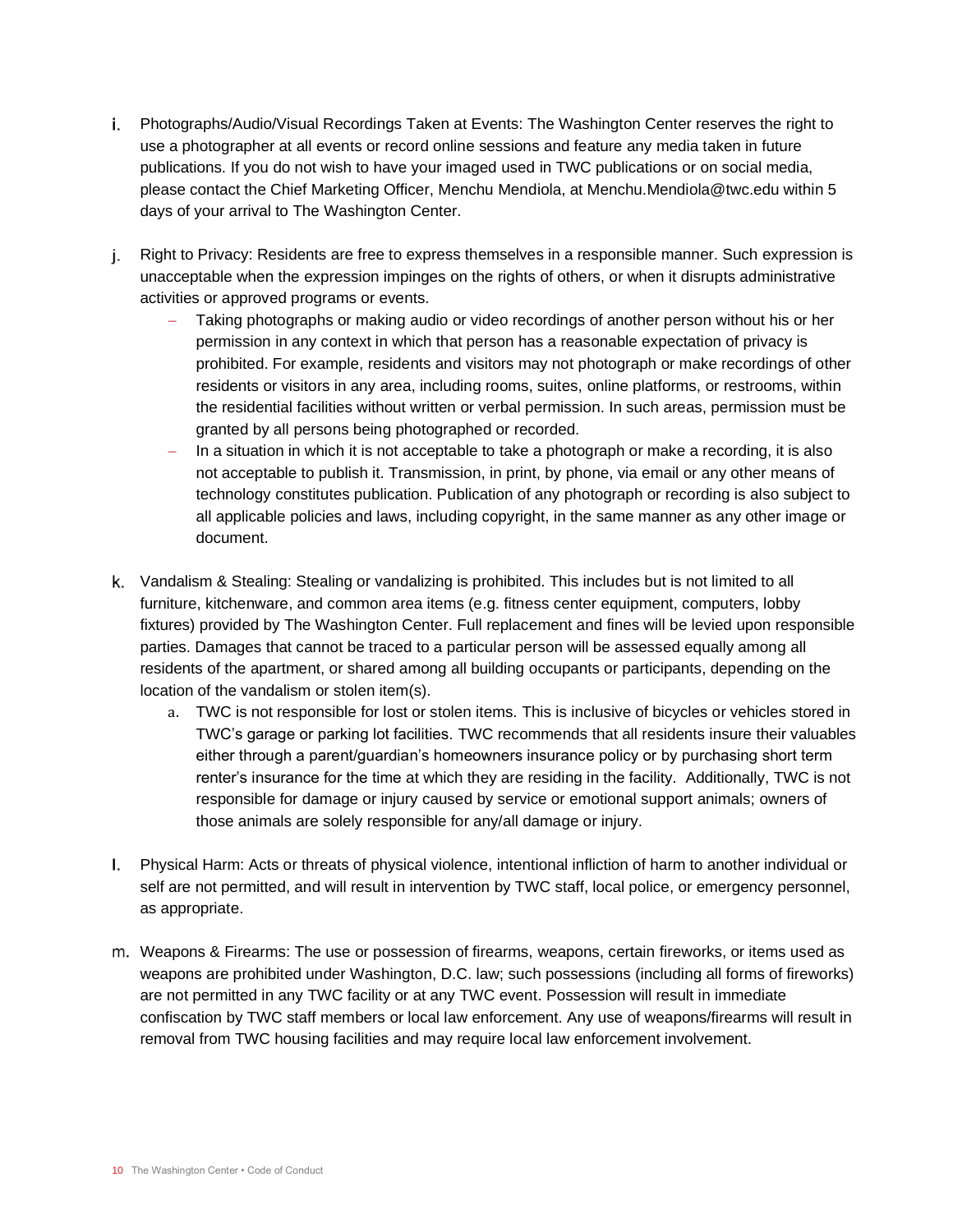i. Photographs/Audio/Visual Recordings Taken at Events: The Washington Center reserves the right to use a photographer at all events or record online sessions and feature any media taken in future publications. If you do not wish to have your imaged used in TWC publications or on social media, please contact the Chief Marketing Officer, Menchu Mendiola, at Menchu.Mendiola@twc.edu within 5 days of your arrival to The Washington Center.

j. Right to Privacy: Residents are free to express themselves in a responsible manner. Such expression is unacceptable when the expression impinges on the rights of others, or when it disrupts administrative activities or approved programs or events.
   - Taking photographs or making audio or video recordings of another person without his or her permission in any context in which that person has a reasonable expectation of privacy is prohibited. For example, residents and visitors may not photograph or make recordings of other residents or visitors in any area, including rooms, suites, online platforms, or restrooms, within the residential facilities without written or verbal permission. In such areas, permission must be granted by all persons being photographed or recorded.
   - In a situation in which it is not acceptable to take a photograph or make a recording, it is also not acceptable to publish it. Transmission, in print, by phone, via email or any other means of technology constitutes publication. Publication of any photograph or recording is also subject to all applicable policies and laws, including copyright, in the same manner as any other image or document.

k. Vandalism & Stealing: Stealing or vandalizing is prohibited. This includes but is not limited to all furniture, kitchenware, and common area items (e.g. fitness center equipment, computers, lobby fixtures) provided by The Washington Center. Full replacement and fines will be levied upon responsible parties. Damages that cannot be traced to a particular person will be assessed equally among all residents of the apartment, or shared among all building occupants or participants, depending on the location of the vandalism or stolen item(s).
   a. TWC is not responsible for lost or stolen items. This is inclusive of bicycles or vehicles stored in TWC's garage or parking lot facilities. TWC recommends that all residents insure their valuables either through a parent/guardian's homeowners insurance policy or by purchasing short term renter's insurance for the time at which they are residing in the facility. Additionally, TWC is not responsible for damage or injury caused by service or emotional support animals; owners of those animals are solely responsible for any/all damage or injury.

l. Physical Harm: Acts or threats of physical violence, intentional infliction of harm to another individual or self are not permitted, and will result in intervention by TWC staff, local police, or emergency personnel, as appropriate.

m. Weapons & Firearms: The use or possession of firearms, weapons, certain fireworks, or items used as weapons are prohibited under Washington, D.C. law; such possessions (including all forms of fireworks) are not permitted in any TWC facility or at any TWC event. Possession will result in immediate confiscation by TWC staff members or local law enforcement. Any use of weapons/firearms will result in removal from TWC housing facilities and may require local law enforcement involvement.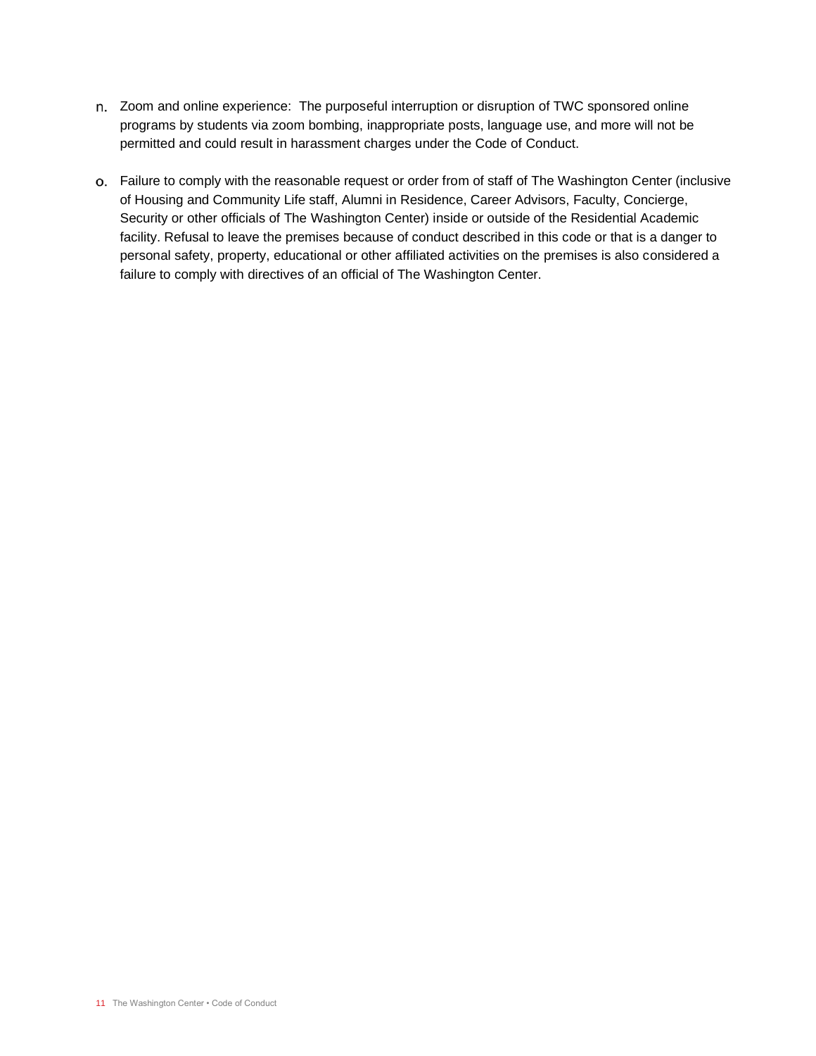n. Zoom and online experience: The purposeful interruption or disruption of TWC sponsored online programs by students via zoom bombing, inappropriate posts, language use, and more will not be permitted and could result in harassment charges under the Code of Conduct.

o. Failure to comply with the reasonable request or order from of staff of The Washington Center (inclusive of Housing and Community Life staff, Alumni in Residence, Career Advisors, Faculty, Concierge, Security or other officials of The Washington Center) inside or outside of the Residential Academic facility. Refusal to leave the premises because of conduct described in this code or that is a danger to personal safety, property, educational or other affiliated activities on the premises is also considered a failure to comply with directives of an official of The Washington Center.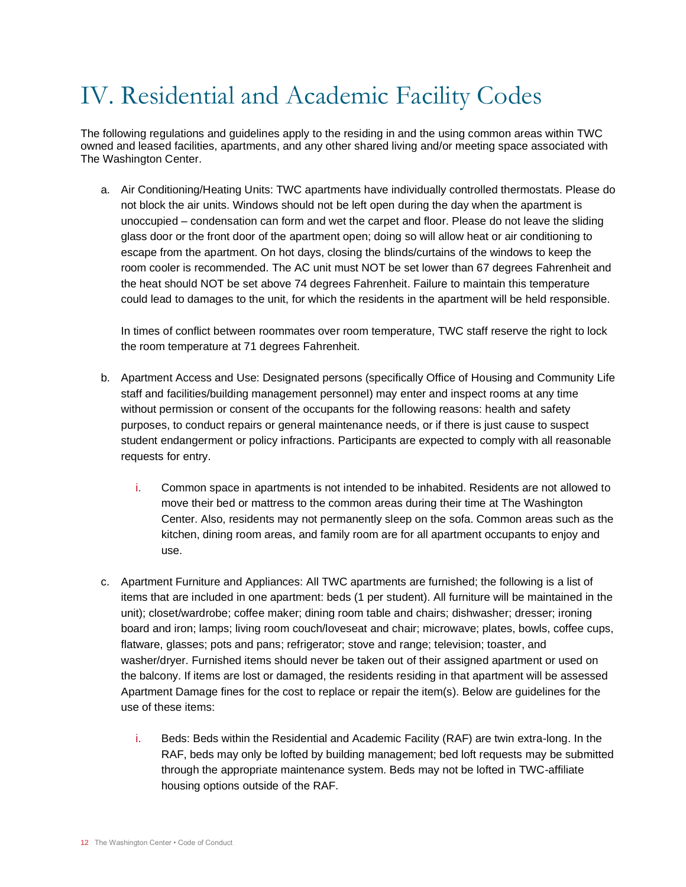# IV. Residential and Academic Facility Codes

The following regulations and guidelines apply to the residing in and the using common areas within TWC owned and leased facilities, apartments, and any other shared living and/or meeting space associated with The Washington Center.

a. Air Conditioning/Heating Units: TWC apartments have individually controlled thermostats. Please do not block the air units. Windows should not be left open during the day when the apartment is unoccupied – condensation can form and wet the carpet and floor. Please do not leave the sliding glass door or the front door of the apartment open; doing so will allow heat or air conditioning to escape from the apartment. On hot days, closing the blinds/curtains of the windows to keep the room cooler is recommended. The AC unit must NOT be set lower than 67 degrees Fahrenheit and the heat should NOT be set above 74 degrees Fahrenheit. Failure to maintain this temperature could lead to damages to the unit, for which the residents in the apartment will be held responsible.

   In times of conflict between roommates over room temperature, TWC staff reserve the right to lock the room temperature at 71 degrees Fahrenheit.

b. Apartment Access and Use: Designated persons (specifically Office of Housing and Community Life staff and facilities/building management personnel) may enter and inspect rooms at any time without permission or consent of the occupants for the following reasons: health and safety purposes, to conduct repairs or general maintenance needs, or if there is just cause to suspect student endangerment or policy infractions. Participants are expected to comply with all reasonable requests for entry.

   i. Common space in apartments is not intended to be inhabited. Residents are not allowed to move their bed or mattress to the common areas during their time at The Washington Center. Also, residents may not permanently sleep on the sofa. Common areas such as the kitchen, dining room areas, and family room are for all apartment occupants to enjoy and use.

c. Apartment Furniture and Appliances: All TWC apartments are furnished; the following is a list of items that are included in one apartment: beds (1 per student). All furniture will be maintained in the unit); closet/wardrobe; coffee maker; dining room table and chairs; dishwasher; dresser; ironing board and iron; lamps; living room couch/loveseat and chair; microwave; plates, bowls, coffee cups, flatware, glasses; pots and pans; refrigerator; stove and range; television; toaster, and washer/dryer. Furnished items should never be taken out of their assigned apartment or used on the balcony. If items are lost or damaged, the residents residing in that apartment will be assessed Apartment Damage fines for the cost to replace or repair the item(s). Below are guidelines for the use of these items:

   i. Beds: Beds within the Residential and Academic Facility (RAF) are twin extra-long. In the RAF, beds may only be lofted by building management; bed loft requests may be submitted through the appropriate maintenance system. Beds may not be lofted in TWC-affiliate housing options outside of the RAF.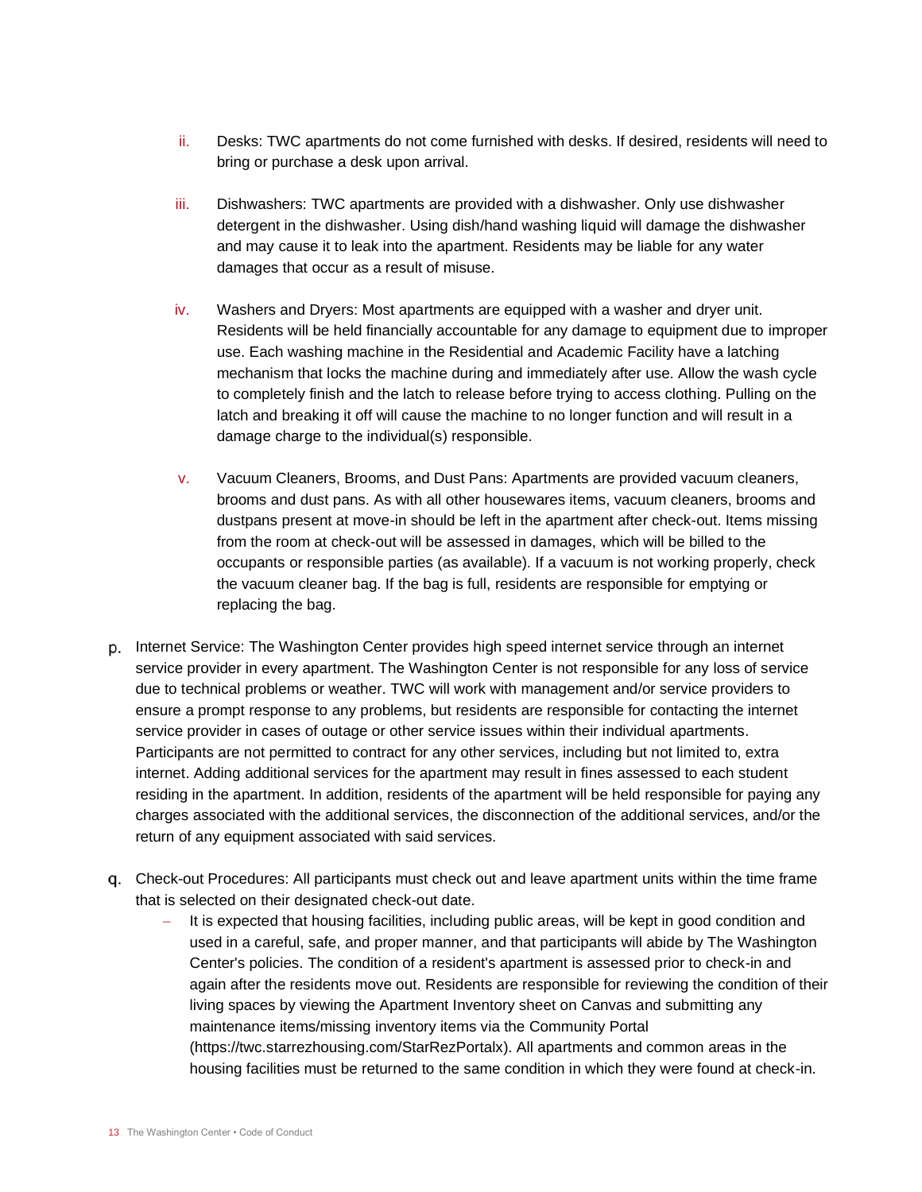ii. Desks: TWC apartments do not come furnished with desks. If desired, residents will need to bring or purchase a desk upon arrival.

iii. Dishwashers: TWC apartments are provided with a dishwasher. Only use dishwasher detergent in the dishwasher. Using dish/hand washing liquid will damage the dishwasher and may cause it to leak into the apartment. Residents may be liable for any water damages that occur as a result of misuse.

iv. Washers and Dryers: Most apartments are equipped with a washer and dryer unit. Residents will be held financially accountable for any damage to equipment due to improper use. Each washing machine in the Residential and Academic Facility have a latching mechanism that locks the machine during and immediately after use. Allow the wash cycle to completely finish and the latch to release before trying to access clothing. Pulling on the latch and breaking it off will cause the machine to no longer function and will result in a damage charge to the individual(s) responsible.

v. Vacuum Cleaners, Brooms, and Dust Pans: Apartments are provided vacuum cleaners, brooms and dust pans. As with all other housewares items, vacuum cleaners, brooms and dustpans present at move-in should be left in the apartment after check-out. Items missing from the room at check-out will be assessed in damages, which will be billed to the occupants or responsible parties (as available). If a vacuum is not working properly, check the vacuum cleaner bag. If the bag is full, residents are responsible for emptying or replacing the bag.

p. Internet Service: The Washington Center provides high speed internet service through an internet service provider in every apartment. The Washington Center is not responsible for any loss of service due to technical problems or weather. TWC will work with management and/or service providers to ensure a prompt response to any problems, but residents are responsible for contacting the internet service provider in cases of outage or other service issues within their individual apartments. Participants are not permitted to contract for any other services, including but not limited to, extra internet. Adding additional services for the apartment may result in fines assessed to each student residing in the apartment. In addition, residents of the apartment will be held responsible for paying any charges associated with the additional services, the disconnection of the additional services, and/or the return of any equipment associated with said services.

q. Check-out Procedures: All participants must check out and leave apartment units within the time frame that is selected on their designated check-out date.

- It is expected that housing facilities, including public areas, will be kept in good condition and used in a careful, safe, and proper manner, and that participants will abide by The Washington Center's policies. The condition of a resident's apartment is assessed prior to check-in and again after the residents move out. Residents are responsible for reviewing the condition of their living spaces by viewing the Apartment Inventory sheet on Canvas and submitting any maintenance items/missing inventory items via the Community Portal (https://twc.starrezhousing.com/StarRezPortalx). All apartments and common areas in the housing facilities must be returned to the same condition in which they were found at check-in.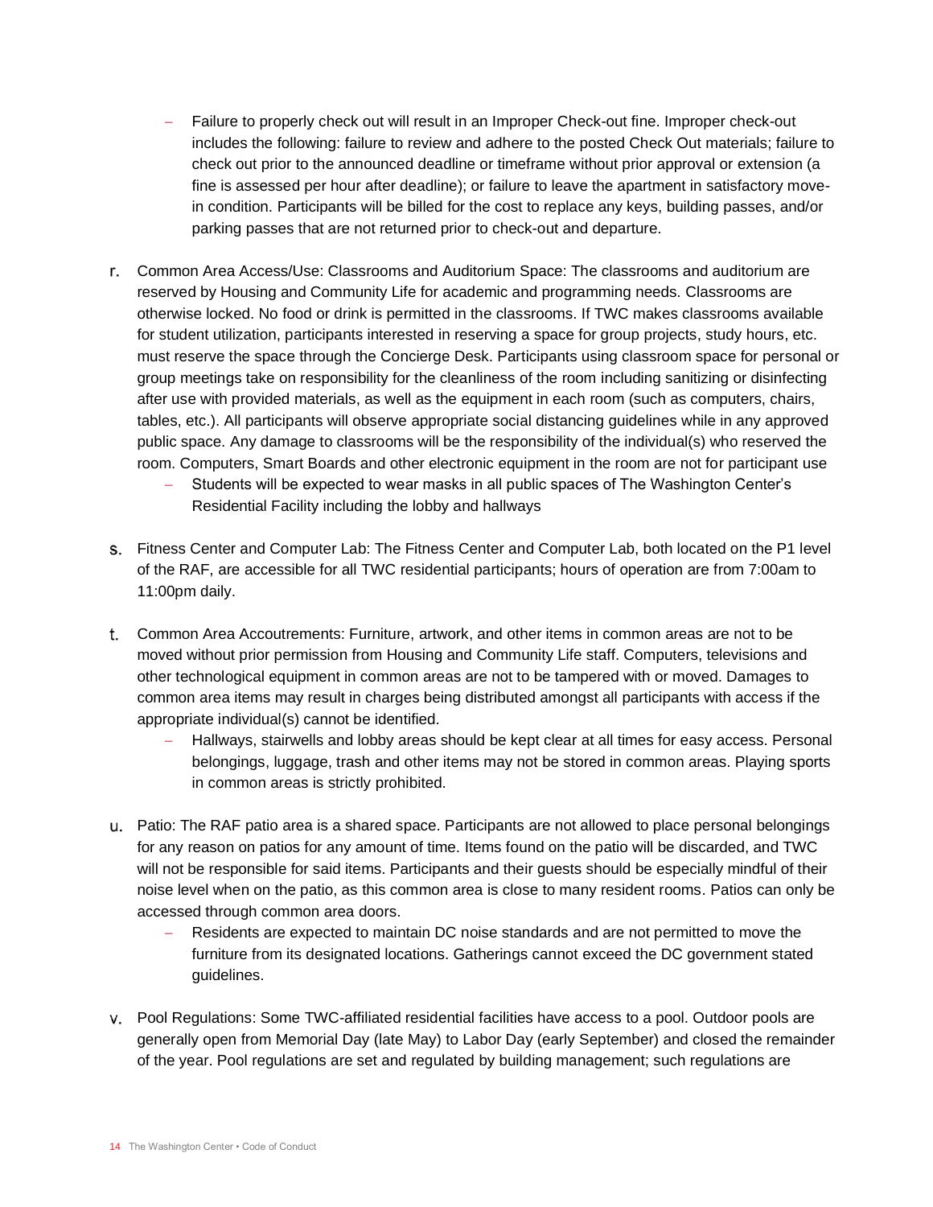- Failure to properly check out will result in an Improper Check-out fine. Improper check-out includes the following: failure to review and adhere to the posted Check Out materials; failure to check out prior to the announced deadline or timeframe without prior approval or extension (a fine is assessed per hour after deadline); or failure to leave the apartment in satisfactory move-in condition. Participants will be billed for the cost to replace any keys, building passes, and/or parking passes that are not returned prior to check-out and departure.

r. Common Area Access/Use: Classrooms and Auditorium Space: The classrooms and auditorium are reserved by Housing and Community Life for academic and programming needs. Classrooms are otherwise locked. No food or drink is permitted in the classrooms. If TWC makes classrooms available for student utilization, participants interested in reserving a space for group projects, study hours, etc. must reserve the space through the Concierge Desk. Participants using classroom space for personal or group meetings take on responsibility for the cleanliness of the room including sanitizing or disinfecting after use with provided materials, as well as the equipment in each room (such as computers, chairs, tables, etc.). All participants will observe appropriate social distancing guidelines while in any approved public space. Any damage to classrooms will be the responsibility of the individual(s) who reserved the room. Computers, Smart Boards and other electronic equipment in the room are not for participant use
   - Students will be expected to wear masks in all public spaces of The Washington Center's Residential Facility including the lobby and hallways

s. Fitness Center and Computer Lab: The Fitness Center and Computer Lab, both located on the P1 level of the RAF, are accessible for all TWC residential participants; hours of operation are from 7:00am to 11:00pm daily.

t. Common Area Accoutrements: Furniture, artwork, and other items in common areas are not to be moved without prior permission from Housing and Community Life staff. Computers, televisions and other technological equipment in common areas are not to be tampered with or moved. Damages to common area items may result in charges being distributed amongst all participants with access if the appropriate individual(s) cannot be identified.
   - Hallways, stairwells and lobby areas should be kept clear at all times for easy access. Personal belongings, luggage, trash and other items may not be stored in common areas. Playing sports in common areas is strictly prohibited.

u. Patio: The RAF patio area is a shared space. Participants are not allowed to place personal belongings for any reason on patios for any amount of time. Items found on the patio will be discarded, and TWC will not be responsible for said items. Participants and their guests should be especially mindful of their noise level when on the patio, as this common area is close to many resident rooms. Patios can only be accessed through common area doors.
   - Residents are expected to maintain DC noise standards and are not permitted to move the furniture from its designated locations. Gatherings cannot exceed the DC government stated guidelines.

v. Pool Regulations: Some TWC-affiliated residential facilities have access to a pool. Outdoor pools are generally open from Memorial Day (late May) to Labor Day (early September) and closed the remainder of the year. Pool regulations are set and regulated by building management; such regulations are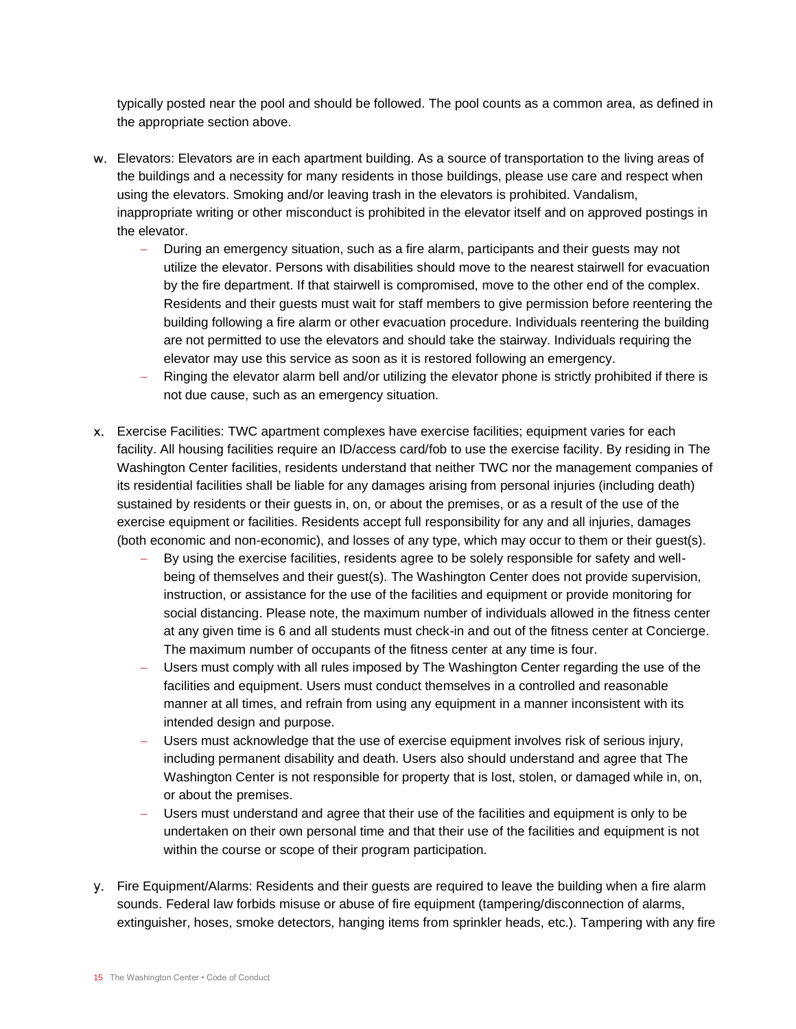typically posted near the pool and should be followed. The pool counts as a common area, as defined in the appropriate section above.

w. Elevators: Elevators are in each apartment building. As a source of transportation to the living areas of the buildings and a necessity for many residents in those buildings, please use care and respect when using the elevators. Smoking and/or leaving trash in the elevators is prohibited. Vandalism, inappropriate writing or other misconduct is prohibited in the elevator itself and on approved postings in the elevator.
   - During an emergency situation, such as a fire alarm, participants and their guests may not utilize the elevator. Persons with disabilities should move to the nearest stairwell for evacuation by the fire department. If that stairwell is compromised, move to the other end of the complex. Residents and their guests must wait for staff members to give permission before reentering the building following a fire alarm or other evacuation procedure. Individuals reentering the building are not permitted to use the elevators and should take the stairway. Individuals requiring the elevator may use this service as soon as it is restored following an emergency.
   - Ringing the elevator alarm bell and/or utilizing the elevator phone is strictly prohibited if there is not due cause, such as an emergency situation.

x. Exercise Facilities: TWC apartment complexes have exercise facilities; equipment varies for each facility. All housing facilities require an ID/access card/fob to use the exercise facility. By residing in The Washington Center facilities, residents understand that neither TWC nor the management companies of its residential facilities shall be liable for any damages arising from personal injuries (including death) sustained by residents or their guests in, on, or about the premises, or as a result of the use of the exercise equipment or facilities. Residents accept full responsibility for any and all injuries, damages (both economic and non-economic), and losses of any type, which may occur to them or their guest(s).
   - By using the exercise facilities, residents agree to be solely responsible for safety and well-being of themselves and their guest(s). The Washington Center does not provide supervision, instruction, or assistance for the use of the facilities and equipment or provide monitoring for social distancing. Please note, the maximum number of individuals allowed in the fitness center at any given time is 6 and all students must check-in and out of the fitness center at Concierge. The maximum number of occupants of the fitness center at any time is four.
   - Users must comply with all rules imposed by The Washington Center regarding the use of the facilities and equipment. Users must conduct themselves in a controlled and reasonable manner at all times, and refrain from using any equipment in a manner inconsistent with its intended design and purpose.
   - Users must acknowledge that the use of exercise equipment involves risk of serious injury, including permanent disability and death. Users also should understand and agree that The Washington Center is not responsible for property that is lost, stolen, or damaged while in, on, or about the premises.
   - Users must understand and agree that their use of the facilities and equipment is only to be undertaken on their own personal time and that their use of the facilities and equipment is not within the course or scope of their program participation.

y. Fire Equipment/Alarms: Residents and their guests are required to leave the building when a fire alarm sounds. Federal law forbids misuse or abuse of fire equipment (tampering/disconnection of alarms, extinguisher, hoses, smoke detectors, hanging items from sprinkler heads, etc.). Tampering with any fire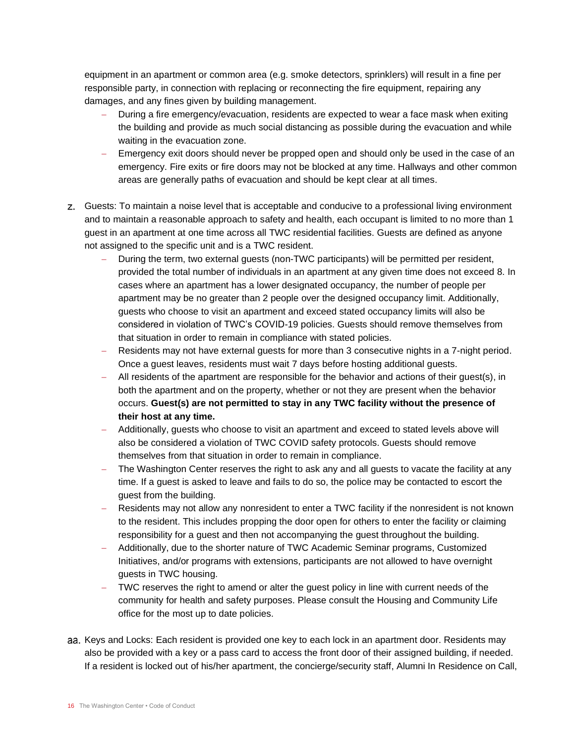equipment in an apartment or common area (e.g. smoke detectors, sprinklers) will result in a fine per responsible party, in connection with replacing or reconnecting the fire equipment, repairing any damages, and any fines given by building management.

- During a fire emergency/evacuation, residents are expected to wear a face mask when exiting the building and provide as much social distancing as possible during the evacuation and while waiting in the evacuation zone.
- Emergency exit doors should never be propped open and should only be used in the case of an emergency. Fire exits or fire doors may not be blocked at any time. Hallways and other common areas are generally paths of evacuation and should be kept clear at all times.

z. Guests: To maintain a noise level that is acceptable and conducive to a professional living environment and to maintain a reasonable approach to safety and health, each occupant is limited to no more than 1 guest in an apartment at one time across all TWC residential facilities. Guests are defined as anyone not assigned to the specific unit and is a TWC resident.

- During the term, two external guests (non-TWC participants) will be permitted per resident, provided the total number of individuals in an apartment at any given time does not exceed 8. In cases where an apartment has a lower designated occupancy, the number of people per apartment may be no greater than 2 people over the designed occupancy limit. Additionally, guests who choose to visit an apartment and exceed stated occupancy limits will also be considered in violation of TWC's COVID-19 policies. Guests should remove themselves from that situation in order to remain in compliance with stated policies.
- Residents may not have external guests for more than 3 consecutive nights in a 7-night period. Once a guest leaves, residents must wait 7 days before hosting additional guests.
- All residents of the apartment are responsible for the behavior and actions of their guest(s), in both the apartment and on the property, whether or not they are present when the behavior occurs. **Guest(s) are not permitted to stay in any TWC facility without the presence of their host at any time.**
- Additionally, guests who choose to visit an apartment and exceed to stated levels above will also be considered a violation of TWC COVID safety protocols. Guests should remove themselves from that situation in order to remain in compliance.
- The Washington Center reserves the right to ask any and all guests to vacate the facility at any time. If a guest is asked to leave and fails to do so, the police may be contacted to escort the guest from the building.
- Residents may not allow any nonresident to enter a TWC facility if the nonresident is not known to the resident. This includes propping the door open for others to enter the facility or claiming responsibility for a guest and then not accompanying the guest throughout the building.
- Additionally, due to the shorter nature of TWC Academic Seminar programs, Customized Initiatives, and/or programs with extensions, participants are not allowed to have overnight guests in TWC housing.
- TWC reserves the right to amend or alter the guest policy in line with current needs of the community for health and safety purposes. Please consult the Housing and Community Life office for the most up to date policies.

aa. Keys and Locks: Each resident is provided one key to each lock in an apartment door. Residents may also be provided with a key or a pass card to access the front door of their assigned building, if needed. If a resident is locked out of his/her apartment, the concierge/security staff, Alumni In Residence on Call,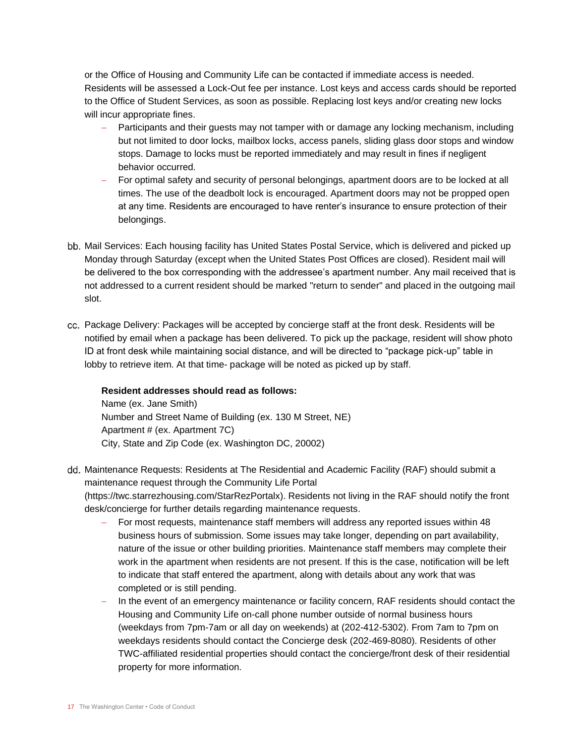or the Office of Housing and Community Life can be contacted if immediate access is needed. Residents will be assessed a Lock-Out fee per instance. Lost keys and access cards should be reported to the Office of Student Services, as soon as possible. Replacing lost keys and/or creating new locks will incur appropriate fines.

- Participants and their guests may not tamper with or damage any locking mechanism, including but not limited to door locks, mailbox locks, access panels, sliding glass door stops and window stops. Damage to locks must be reported immediately and may result in fines if negligent behavior occurred.
- For optimal safety and security of personal belongings, apartment doors are to be locked at all times. The use of the deadbolt lock is encouraged. Apartment doors may not be propped open at any time. Residents are encouraged to have renter's insurance to ensure protection of their belongings.

bb. Mail Services: Each housing facility has United States Postal Service, which is delivered and picked up Monday through Saturday (except when the United States Post Offices are closed). Resident mail will be delivered to the box corresponding with the addressee's apartment number. Any mail received that is not addressed to a current resident should be marked "return to sender" and placed in the outgoing mail slot.

cc. Package Delivery: Packages will be accepted by concierge staff at the front desk. Residents will be notified by email when a package has been delivered. To pick up the package, resident will show photo ID at front desk while maintaining social distance, and will be directed to "package pick-up" table in lobby to retrieve item. At that time- package will be noted as picked up by staff.

**Resident addresses should read as follows:**
Name (ex. Jane Smith)
Number and Street Name of Building (ex. 130 M Street, NE)
Apartment # (ex. Apartment 7C)
City, State and Zip Code (ex. Washington DC, 20002)

dd. Maintenance Requests: Residents at The Residential and Academic Facility (RAF) should submit a maintenance request through the Community Life Portal (https://twc.starrezhousing.com/StarRezPortalx). Residents not living in the RAF should notify the front desk/concierge for further details regarding maintenance requests.

- For most requests, maintenance staff members will address any reported issues within 48 business hours of submission. Some issues may take longer, depending on part availability, nature of the issue or other building priorities. Maintenance staff members may complete their work in the apartment when residents are not present. If this is the case, notification will be left to indicate that staff entered the apartment, along with details about any work that was completed or is still pending.
- In the event of an emergency maintenance or facility concern, RAF residents should contact the Housing and Community Life on-call phone number outside of normal business hours (weekdays from 7pm-7am or all day on weekends) at (202-412-5302). From 7am to 7pm on weekdays residents should contact the Concierge desk (202-469-8080). Residents of other TWC-affiliated residential properties should contact the concierge/front desk of their residential property for more information.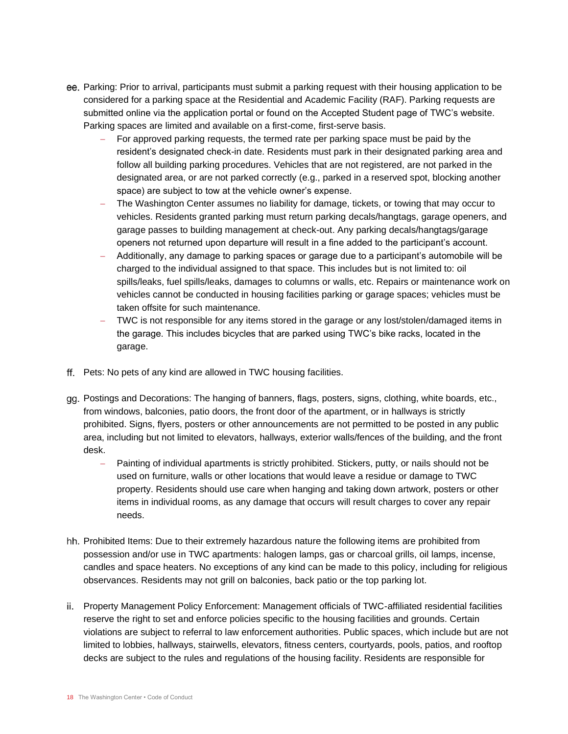ee. Parking: Prior to arrival, participants must submit a parking request with their housing application to be considered for a parking space at the Residential and Academic Facility (RAF). Parking requests are submitted online via the application portal or found on the Accepted Student page of TWC's website. Parking spaces are limited and available on a first-come, first-serve basis.

- For approved parking requests, the termed rate per parking space must be paid by the resident's designated check-in date. Residents must park in their designated parking area and follow all building parking procedures. Vehicles that are not registered, are not parked in the designated area, or are not parked correctly (e.g., parked in a reserved spot, blocking another space) are subject to tow at the vehicle owner's expense.
- The Washington Center assumes no liability for damage, tickets, or towing that may occur to vehicles. Residents granted parking must return parking decals/hangtags, garage openers, and garage passes to building management at check-out. Any parking decals/hangtags/garage openers not returned upon departure will result in a fine added to the participant's account.
- Additionally, any damage to parking spaces or garage due to a participant's automobile will be charged to the individual assigned to that space. This includes but is not limited to: oil spills/leaks, fuel spills/leaks, damages to columns or walls, etc. Repairs or maintenance work on vehicles cannot be conducted in housing facilities parking or garage spaces; vehicles must be taken offsite for such maintenance.
- TWC is not responsible for any items stored in the garage or any lost/stolen/damaged items in the garage. This includes bicycles that are parked using TWC's bike racks, located in the garage.

ff. Pets: No pets of any kind are allowed in TWC housing facilities.

gg. Postings and Decorations: The hanging of banners, flags, posters, signs, clothing, white boards, etc., from windows, balconies, patio doors, the front door of the apartment, or in hallways is strictly prohibited. Signs, flyers, posters or other announcements are not permitted to be posted in any public area, including but not limited to elevators, hallways, exterior walls/fences of the building, and the front desk.

- Painting of individual apartments is strictly prohibited. Stickers, putty, or nails should not be used on furniture, walls or other locations that would leave a residue or damage to TWC property. Residents should use care when hanging and taking down artwork, posters or other items in individual rooms, as any damage that occurs will result charges to cover any repair needs.

hh. Prohibited Items: Due to their extremely hazardous nature the following items are prohibited from possession and/or use in TWC apartments: halogen lamps, gas or charcoal grills, oil lamps, incense, candles and space heaters. No exceptions of any kind can be made to this policy, including for religious observances. Residents may not grill on balconies, back patio or the top parking lot.

ii. Property Management Policy Enforcement: Management officials of TWC-affiliated residential facilities reserve the right to set and enforce policies specific to the housing facilities and grounds. Certain violations are subject to referral to law enforcement authorities. Public spaces, which include but are not limited to lobbies, hallways, stairwells, elevators, fitness centers, courtyards, pools, patios, and rooftop decks are subject to the rules and regulations of the housing facility. Residents are responsible for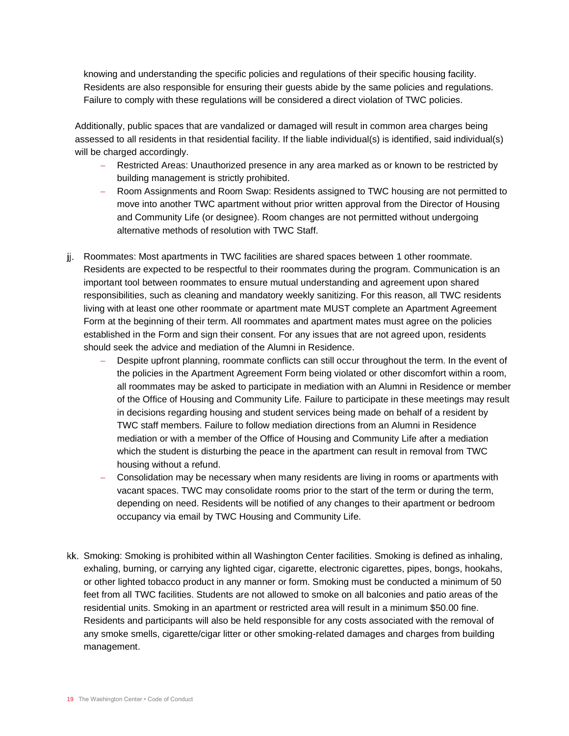knowing and understanding the specific policies and regulations of their specific housing facility. Residents are also responsible for ensuring their guests abide by the same policies and regulations. Failure to comply with these regulations will be considered a direct violation of TWC policies.

Additionally, public spaces that are vandalized or damaged will result in common area charges being assessed to all residents in that residential facility. If the liable individual(s) is identified, said individual(s) will be charged accordingly.

- Restricted Areas: Unauthorized presence in any area marked as or known to be restricted by building management is strictly prohibited.
- Room Assignments and Room Swap: Residents assigned to TWC housing are not permitted to move into another TWC apartment without prior written approval from the Director of Housing and Community Life (or designee). Room changes are not permitted without undergoing alternative methods of resolution with TWC Staff.

jj. Roommates: Most apartments in TWC facilities are shared spaces between 1 other roommate. Residents are expected to be respectful to their roommates during the program. Communication is an important tool between roommates to ensure mutual understanding and agreement upon shared responsibilities, such as cleaning and mandatory weekly sanitizing. For this reason, all TWC residents living with at least one other roommate or apartment mate MUST complete an Apartment Agreement Form at the beginning of their term. All roommates and apartment mates must agree on the policies established in the Form and sign their consent. For any issues that are not agreed upon, residents should seek the advice and mediation of the Alumni in Residence.

- Despite upfront planning, roommate conflicts can still occur throughout the term. In the event of the policies in the Apartment Agreement Form being violated or other discomfort within a room, all roommates may be asked to participate in mediation with an Alumni in Residence or member of the Office of Housing and Community Life. Failure to participate in these meetings may result in decisions regarding housing and student services being made on behalf of a resident by TWC staff members. Failure to follow mediation directions from an Alumni in Residence mediation or with a member of the Office of Housing and Community Life after a mediation which the student is disturbing the peace in the apartment can result in removal from TWC housing without a refund.
- Consolidation may be necessary when many residents are living in rooms or apartments with vacant spaces. TWC may consolidate rooms prior to the start of the term or during the term, depending on need. Residents will be notified of any changes to their apartment or bedroom occupancy via email by TWC Housing and Community Life.

kk. Smoking: Smoking is prohibited within all Washington Center facilities. Smoking is defined as inhaling, exhaling, burning, or carrying any lighted cigar, cigarette, electronic cigarettes, pipes, bongs, hookahs, or other lighted tobacco product in any manner or form. Smoking must be conducted a minimum of 50 feet from all TWC facilities. Students are not allowed to smoke on all balconies and patio areas of the residential units. Smoking in an apartment or restricted area will result in a minimum $50.00 fine. Residents and participants will also be held responsible for any costs associated with the removal of any smoke smells, cigarette/cigar litter or other smoking-related damages and charges from building management.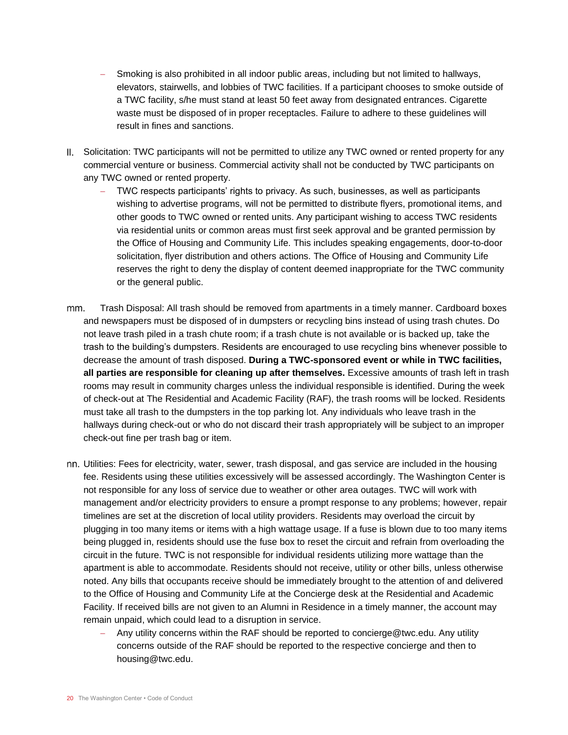- Smoking is also prohibited in all indoor public areas, including but not limited to hallways, elevators, stairwells, and lobbies of TWC facilities. If a participant chooses to smoke outside of a TWC facility, s/he must stand at least 50 feet away from designated entrances. Cigarette waste must be disposed of in proper receptacles. Failure to adhere to these guidelines will result in fines and sanctions.

ll. Solicitation: TWC participants will not be permitted to utilize any TWC owned or rented property for any commercial venture or business. Commercial activity shall not be conducted by TWC participants on any TWC owned or rented property.

- TWC respects participants' rights to privacy. As such, businesses, as well as participants wishing to advertise programs, will not be permitted to distribute flyers, promotional items, and other goods to TWC owned or rented units. Any participant wishing to access TWC residents via residential units or common areas must first seek approval and be granted permission by the Office of Housing and Community Life. This includes speaking engagements, door-to-door solicitation, flyer distribution and others actions. The Office of Housing and Community Life reserves the right to deny the display of content deemed inappropriate for the TWC community or the general public.

mm. Trash Disposal: All trash should be removed from apartments in a timely manner. Cardboard boxes and newspapers must be disposed of in dumpsters or recycling bins instead of using trash chutes. Do not leave trash piled in a trash chute room; if a trash chute is not available or is backed up, take the trash to the building's dumpsters. Residents are encouraged to use recycling bins whenever possible to decrease the amount of trash disposed. **During a TWC-sponsored event or while in TWC facilities, all parties are responsible for cleaning up after themselves.** Excessive amounts of trash left in trash rooms may result in community charges unless the individual responsible is identified. During the week of check-out at The Residential and Academic Facility (RAF), the trash rooms will be locked. Residents must take all trash to the dumpsters in the top parking lot. Any individuals who leave trash in the hallways during check-out or who do not discard their trash appropriately will be subject to an improper check-out fine per trash bag or item.

nn. Utilities: Fees for electricity, water, sewer, trash disposal, and gas service are included in the housing fee. Residents using these utilities excessively will be assessed accordingly. The Washington Center is not responsible for any loss of service due to weather or other area outages. TWC will work with management and/or electricity providers to ensure a prompt response to any problems; however, repair timelines are set at the discretion of local utility providers. Residents may overload the circuit by plugging in too many items or items with a high wattage usage. If a fuse is blown due to too many items being plugged in, residents should use the fuse box to reset the circuit and refrain from overloading the circuit in the future. TWC is not responsible for individual residents utilizing more wattage than the apartment is able to accommodate. Residents should not receive, utility or other bills, unless otherwise noted. Any bills that occupants receive should be immediately brought to the attention of and delivered to the Office of Housing and Community Life at the Concierge desk at the Residential and Academic Facility. If received bills are not given to an Alumni in Residence in a timely manner, the account may remain unpaid, which could lead to a disruption in service.

- Any utility concerns within the RAF should be reported to concierge@twc.edu. Any utility concerns outside of the RAF should be reported to the respective concierge and then to housing@twc.edu.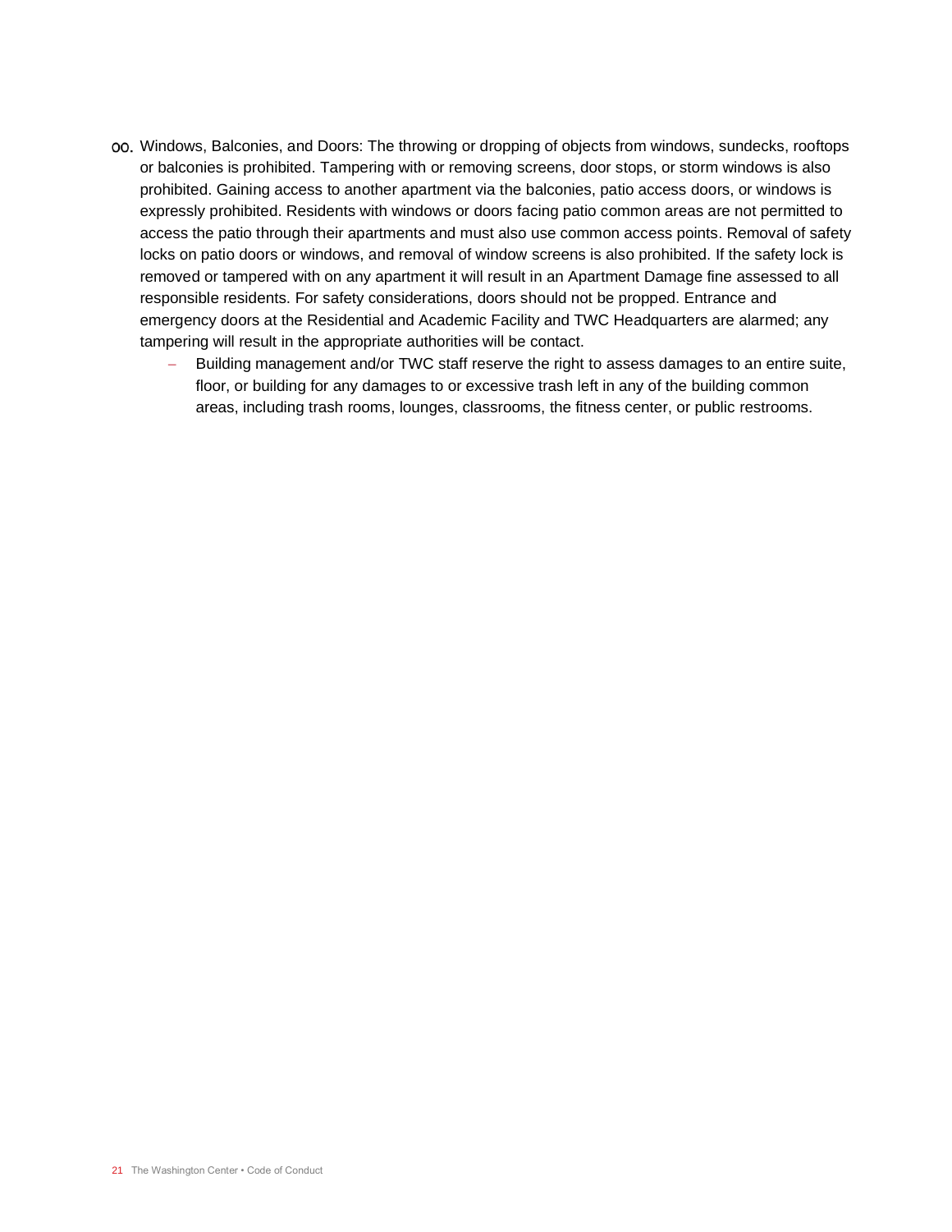oo. Windows, Balconies, and Doors: The throwing or dropping of objects from windows, sundecks, rooftops or balconies is prohibited. Tampering with or removing screens, door stops, or storm windows is also prohibited. Gaining access to another apartment via the balconies, patio access doors, or windows is expressly prohibited. Residents with windows or doors facing patio common areas are not permitted to access the patio through their apartments and must also use common access points. Removal of safety locks on patio doors or windows, and removal of window screens is also prohibited. If the safety lock is removed or tampered with on any apartment it will result in an Apartment Damage fine assessed to all responsible residents. For safety considerations, doors should not be propped. Entrance and emergency doors at the Residential and Academic Facility and TWC Headquarters are alarmed; any tampering will result in the appropriate authorities will be contact.
    - Building management and/or TWC staff reserve the right to assess damages to an entire suite, floor, or building for any damages to or excessive trash left in any of the building common areas, including trash rooms, lounges, classrooms, the fitness center, or public restrooms.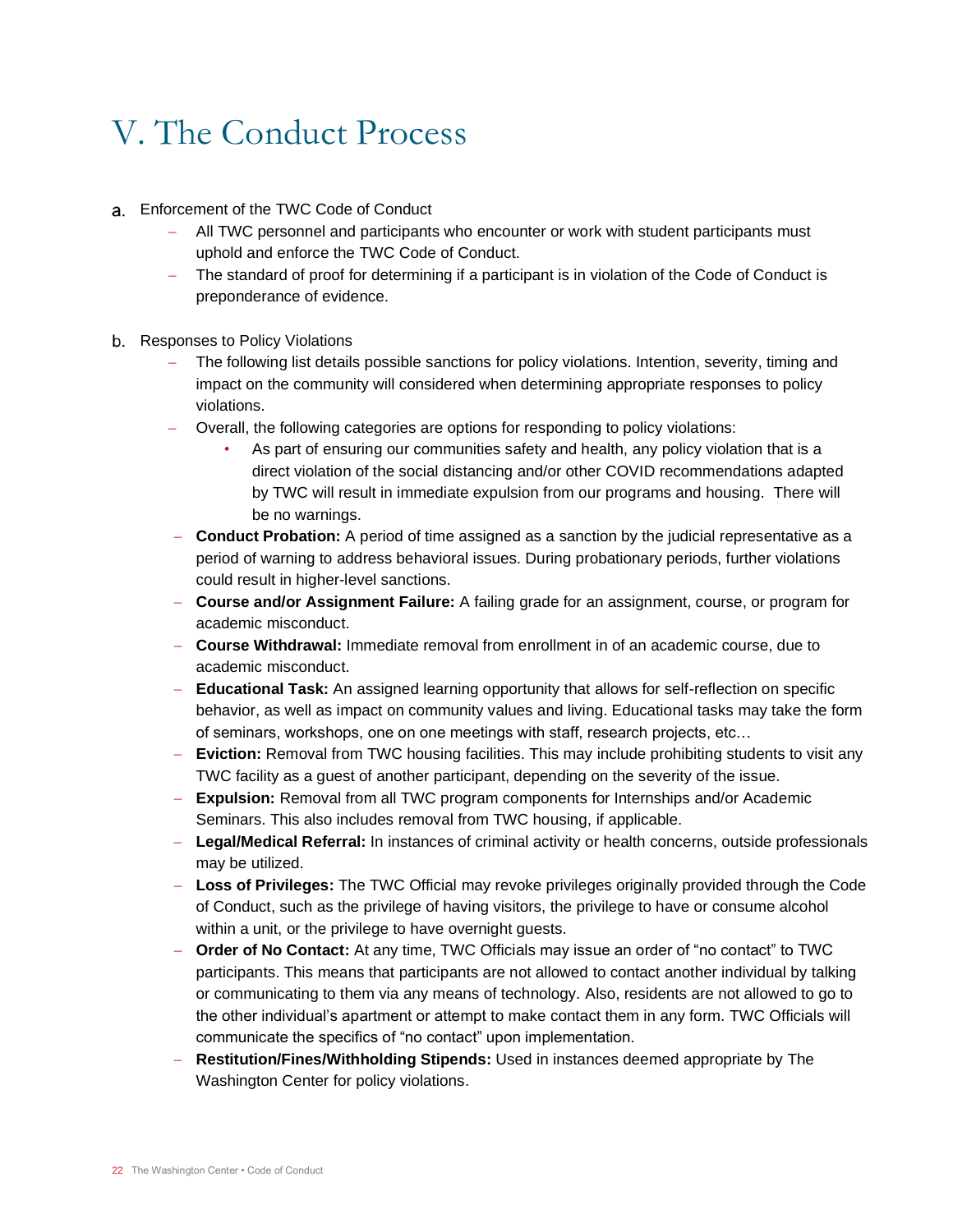# V. The Conduct Process

a. Enforcement of the TWC Code of Conduct
   - All TWC personnel and participants who encounter or work with student participants must uphold and enforce the TWC Code of Conduct.
   - The standard of proof for determining if a participant is in violation of the Code of Conduct is preponderance of evidence.

b. Responses to Policy Violations
   - The following list details possible sanctions for policy violations. Intention, severity, timing and impact on the community will considered when determining appropriate responses to policy violations.
   - Overall, the following categories are options for responding to policy violations:
     - As part of ensuring our communities safety and health, any policy violation that is a direct violation of the social distancing and/or other COVID recommendations adapted by TWC will result in immediate expulsion from our programs and housing. There will be no warnings.
   - **Conduct Probation:** A period of time assigned as a sanction by the judicial representative as a period of warning to address behavioral issues. During probationary periods, further violations could result in higher-level sanctions.
   - **Course and/or Assignment Failure:** A failing grade for an assignment, course, or program for academic misconduct.
   - **Course Withdrawal:** Immediate removal from enrollment in of an academic course, due to academic misconduct.
   - **Educational Task:** An assigned learning opportunity that allows for self-reflection on specific behavior, as well as impact on community values and living. Educational tasks may take the form of seminars, workshops, one on one meetings with staff, research projects, etc…
   - **Eviction:** Removal from TWC housing facilities. This may include prohibiting students to visit any TWC facility as a guest of another participant, depending on the severity of the issue.
   - **Expulsion:** Removal from all TWC program components for Internships and/or Academic Seminars. This also includes removal from TWC housing, if applicable.
   - **Legal/Medical Referral:** In instances of criminal activity or health concerns, outside professionals may be utilized.
   - **Loss of Privileges:** The TWC Official may revoke privileges originally provided through the Code of Conduct, such as the privilege of having visitors, the privilege to have or consume alcohol within a unit, or the privilege to have overnight guests.
   - **Order of No Contact:** At any time, TWC Officials may issue an order of "no contact" to TWC participants. This means that participants are not allowed to contact another individual by talking or communicating to them via any means of technology. Also, residents are not allowed to go to the other individual's apartment or attempt to make contact them in any form. TWC Officials will communicate the specifics of "no contact" upon implementation.
   - **Restitution/Fines/Withholding Stipends:** Used in instances deemed appropriate by The Washington Center for policy violations.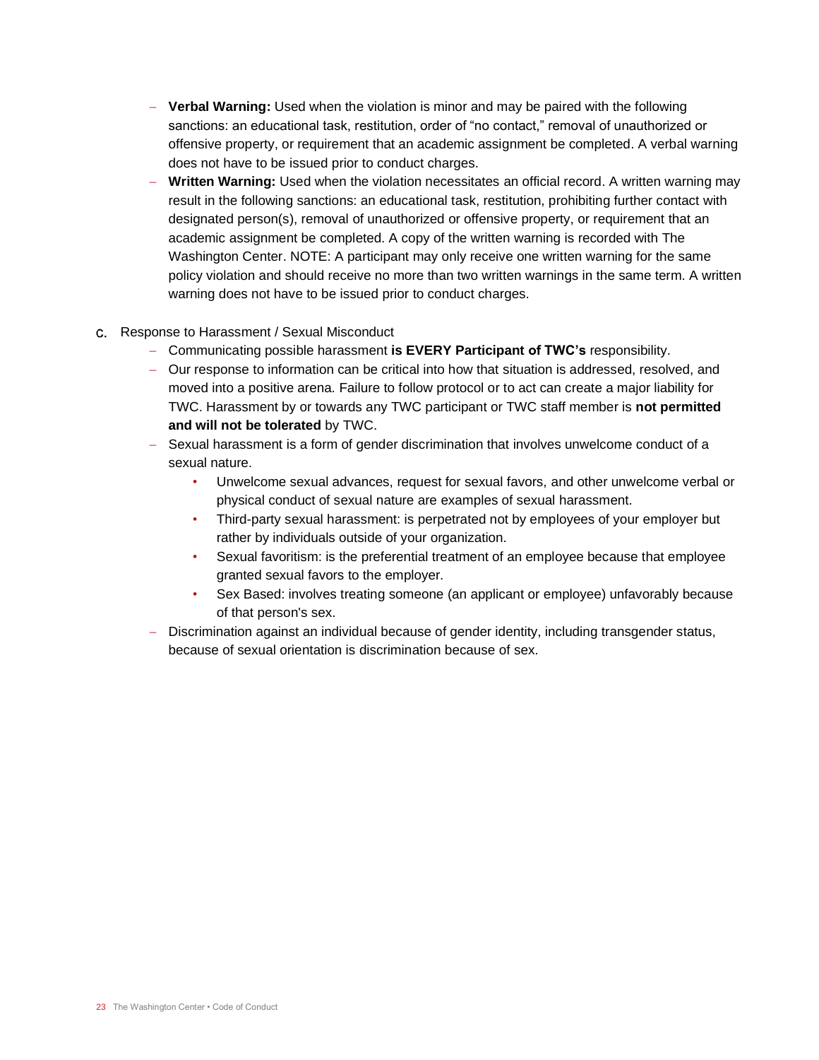- **Verbal Warning:** Used when the violation is minor and may be paired with the following sanctions: an educational task, restitution, order of "no contact," removal of unauthorized or offensive property, or requirement that an academic assignment be completed. A verbal warning does not have to be issued prior to conduct charges.
- **Written Warning:** Used when the violation necessitates an official record. A written warning may result in the following sanctions: an educational task, restitution, prohibiting further contact with designated person(s), removal of unauthorized or offensive property, or requirement that an academic assignment be completed. A copy of the written warning is recorded with The Washington Center. NOTE: A participant may only receive one written warning for the same policy violation and should receive no more than two written warnings in the same term. A written warning does not have to be issued prior to conduct charges.

c. Response to Harassment / Sexual Misconduct
- Communicating possible harassment **is EVERY Participant of TWC's** responsibility.
- Our response to information can be critical into how that situation is addressed, resolved, and moved into a positive arena. Failure to follow protocol or to act can create a major liability for TWC. Harassment by or towards any TWC participant or TWC staff member is **not permitted and will not be tolerated** by TWC.
- Sexual harassment is a form of gender discrimination that involves unwelcome conduct of a sexual nature.
  - Unwelcome sexual advances, request for sexual favors, and other unwelcome verbal or physical conduct of sexual nature are examples of sexual harassment.
  - Third-party sexual harassment: is perpetrated not by employees of your employer but rather by individuals outside of your organization.
  - Sexual favoritism: is the preferential treatment of an employee because that employee granted sexual favors to the employer.
  - Sex Based: involves treating someone (an applicant or employee) unfavorably because of that person's sex.
- Discrimination against an individual because of gender identity, including transgender status, because of sexual orientation is discrimination because of sex.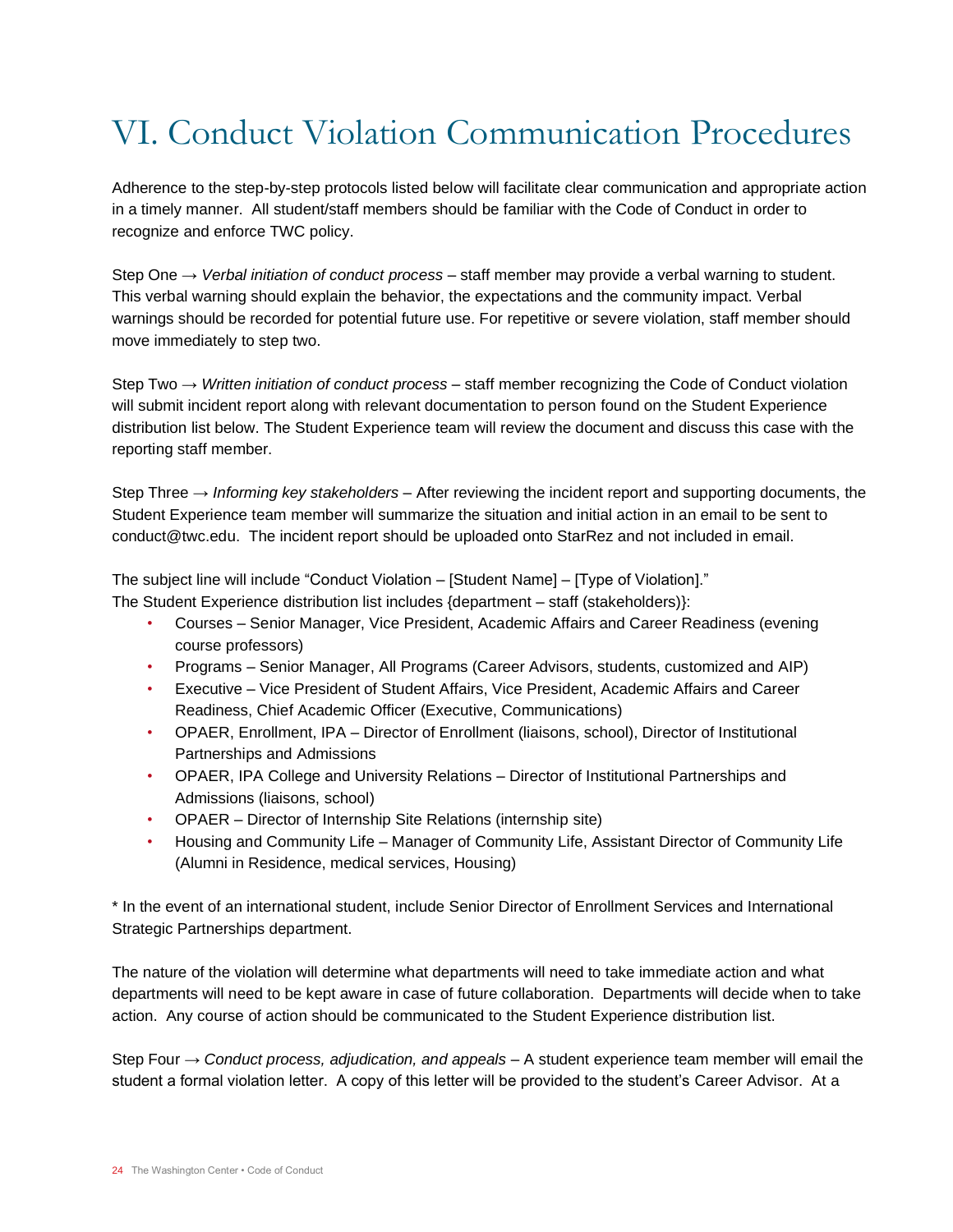# VI. Conduct Violation Communication Procedures

Adherence to the step-by-step protocols listed below will facilitate clear communication and appropriate action in a timely manner. All student/staff members should be familiar with the Code of Conduct in order to recognize and enforce TWC policy.

Step One → *Verbal initiation of conduct process* – staff member may provide a verbal warning to student. This verbal warning should explain the behavior, the expectations and the community impact. Verbal warnings should be recorded for potential future use. For repetitive or severe violation, staff member should move immediately to step two.

Step Two → *Written initiation of conduct process* – staff member recognizing the Code of Conduct violation will submit incident report along with relevant documentation to person found on the Student Experience distribution list below. The Student Experience team will review the document and discuss this case with the reporting staff member.

Step Three → *Informing key stakeholders* – After reviewing the incident report and supporting documents, the Student Experience team member will summarize the situation and initial action in an email to be sent to conduct@twc.edu. The incident report should be uploaded onto StarRez and not included in email.

The subject line will include "Conduct Violation – [Student Name] – [Type of Violation]."
The Student Experience distribution list includes {department – staff (stakeholders)}:

- Courses – Senior Manager, Vice President, Academic Affairs and Career Readiness (evening course professors)
- Programs – Senior Manager, All Programs (Career Advisors, students, customized and AIP)
- Executive – Vice President of Student Affairs, Vice President, Academic Affairs and Career Readiness, Chief Academic Officer (Executive, Communications)
- OPAER, Enrollment, IPA – Director of Enrollment (liaisons, school), Director of Institutional Partnerships and Admissions
- OPAER, IPA College and University Relations – Director of Institutional Partnerships and Admissions (liaisons, school)
- OPAER – Director of Internship Site Relations (internship site)
- Housing and Community Life – Manager of Community Life, Assistant Director of Community Life (Alumni in Residence, medical services, Housing)

* In the event of an international student, include Senior Director of Enrollment Services and International Strategic Partnerships department.

The nature of the violation will determine what departments will need to take immediate action and what departments will need to be kept aware in case of future collaboration. Departments will decide when to take action. Any course of action should be communicated to the Student Experience distribution list.

Step Four → *Conduct process, adjudication, and appeals* – A student experience team member will email the student a formal violation letter. A copy of this letter will be provided to the student's Career Advisor. At a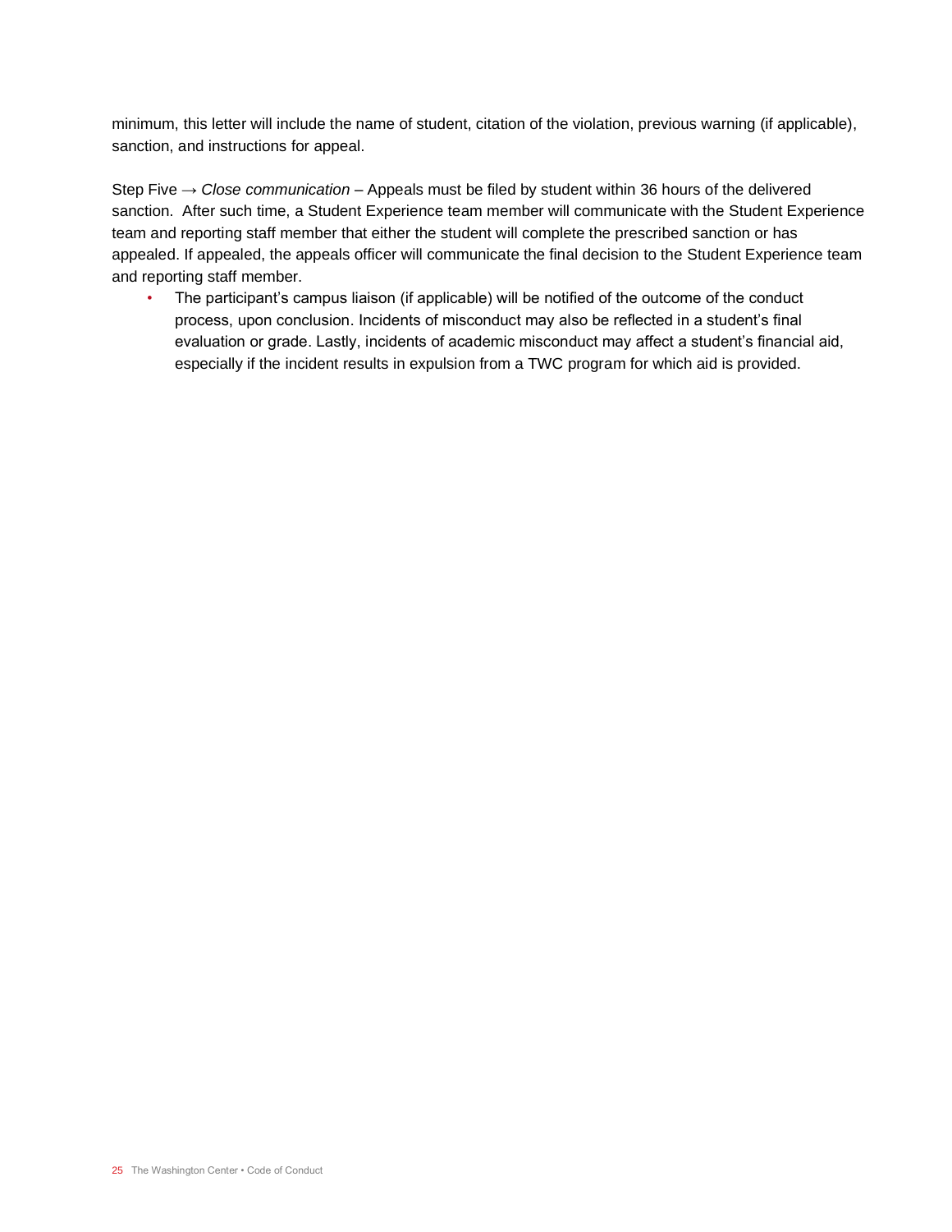minimum, this letter will include the name of student, citation of the violation, previous warning (if applicable), sanction, and instructions for appeal.

Step Five → *Close communication* – Appeals must be filed by student within 36 hours of the delivered sanction. After such time, a Student Experience team member will communicate with the Student Experience team and reporting staff member that either the student will complete the prescribed sanction or has appealed. If appealed, the appeals officer will communicate the final decision to the Student Experience team and reporting staff member.

- The participant's campus liaison (if applicable) will be notified of the outcome of the conduct process, upon conclusion. Incidents of misconduct may also be reflected in a student's final evaluation or grade. Lastly, incidents of academic misconduct may affect a student's financial aid, especially if the incident results in expulsion from a TWC program for which aid is provided.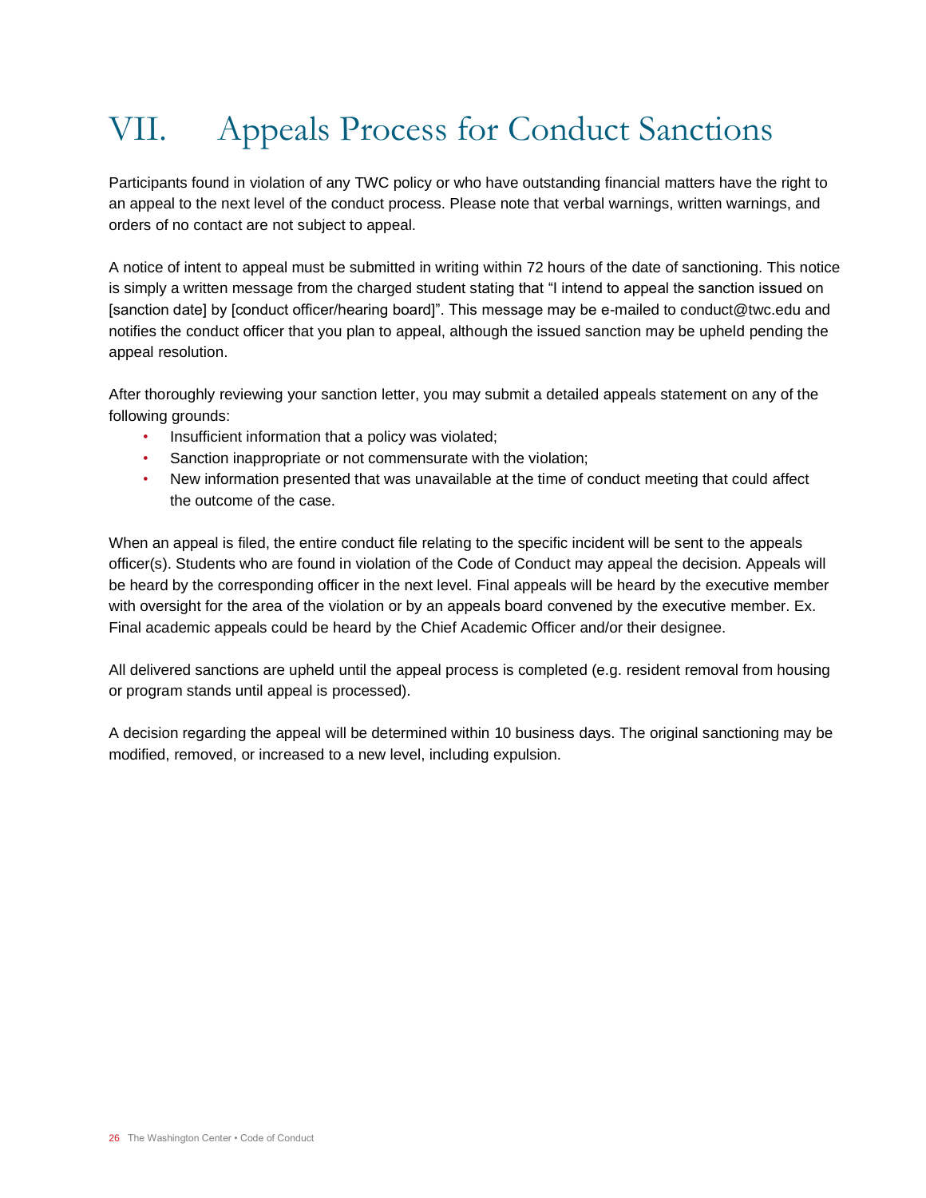# VII. Appeals Process for Conduct Sanctions

Participants found in violation of any TWC policy or who have outstanding financial matters have the right to an appeal to the next level of the conduct process. Please note that verbal warnings, written warnings, and orders of no contact are not subject to appeal.

A notice of intent to appeal must be submitted in writing within 72 hours of the date of sanctioning. This notice is simply a written message from the charged student stating that "I intend to appeal the sanction issued on [sanction date] by [conduct officer/hearing board]". This message may be e-mailed to conduct@twc.edu and notifies the conduct officer that you plan to appeal, although the issued sanction may be upheld pending the appeal resolution.

After thoroughly reviewing your sanction letter, you may submit a detailed appeals statement on any of the following grounds:

- Insufficient information that a policy was violated;
- Sanction inappropriate or not commensurate with the violation;
- New information presented that was unavailable at the time of conduct meeting that could affect the outcome of the case.

When an appeal is filed, the entire conduct file relating to the specific incident will be sent to the appeals officer(s). Students who are found in violation of the Code of Conduct may appeal the decision. Appeals will be heard by the corresponding officer in the next level. Final appeals will be heard by the executive member with oversight for the area of the violation or by an appeals board convened by the executive member. Ex. Final academic appeals could be heard by the Chief Academic Officer and/or their designee.

All delivered sanctions are upheld until the appeal process is completed (e.g. resident removal from housing or program stands until appeal is processed).

A decision regarding the appeal will be determined within 10 business days. The original sanctioning may be modified, removed, or increased to a new level, including expulsion.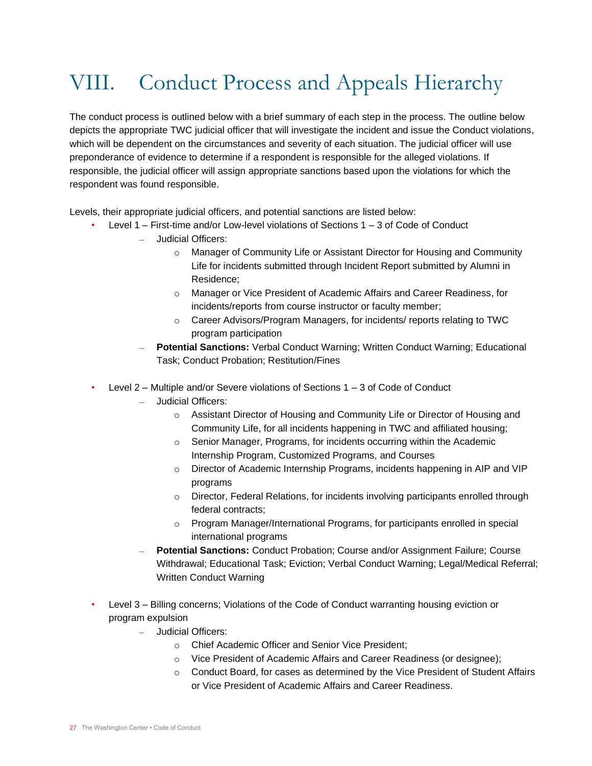# VIII. Conduct Process and Appeals Hierarchy

The conduct process is outlined below with a brief summary of each step in the process. The outline below depicts the appropriate TWC judicial officer that will investigate the incident and issue the Conduct violations, which will be dependent on the circumstances and severity of each situation. The judicial officer will use preponderance of evidence to determine if a respondent is responsible for the alleged violations. If responsible, the judicial officer will assign appropriate sanctions based upon the violations for which the respondent was found responsible.

Levels, their appropriate judicial officers, and potential sanctions are listed below:

- Level 1 – First-time and/or Low-level violations of Sections 1 – 3 of Code of Conduct
  - Judicial Officers:
    - Manager of Community Life or Assistant Director for Housing and Community Life for incidents submitted through Incident Report submitted by Alumni in Residence;
    - Manager or Vice President of Academic Affairs and Career Readiness, for incidents/reports from course instructor or faculty member;
    - Career Advisors/Program Managers, for incidents/ reports relating to TWC program participation
  - **Potential Sanctions:** Verbal Conduct Warning; Written Conduct Warning; Educational Task; Conduct Probation; Restitution/Fines

- Level 2 – Multiple and/or Severe violations of Sections 1 – 3 of Code of Conduct
  - Judicial Officers:
    - Assistant Director of Housing and Community Life or Director of Housing and Community Life, for all incidents happening in TWC and affiliated housing;
    - Senior Manager, Programs, for incidents occurring within the Academic Internship Program, Customized Programs, and Courses
    - Director of Academic Internship Programs, incidents happening in AIP and VIP programs
    - Director, Federal Relations, for incidents involving participants enrolled through federal contracts;
    - Program Manager/International Programs, for participants enrolled in special international programs
  - **Potential Sanctions:** Conduct Probation; Course and/or Assignment Failure; Course Withdrawal; Educational Task; Eviction; Verbal Conduct Warning; Legal/Medical Referral; Written Conduct Warning

- Level 3 – Billing concerns; Violations of the Code of Conduct warranting housing eviction or program expulsion
  - Judicial Officers:
    - Chief Academic Officer and Senior Vice President;
    - Vice President of Academic Affairs and Career Readiness (or designee);
    - Conduct Board, for cases as determined by the Vice President of Student Affairs or Vice President of Academic Affairs and Career Readiness.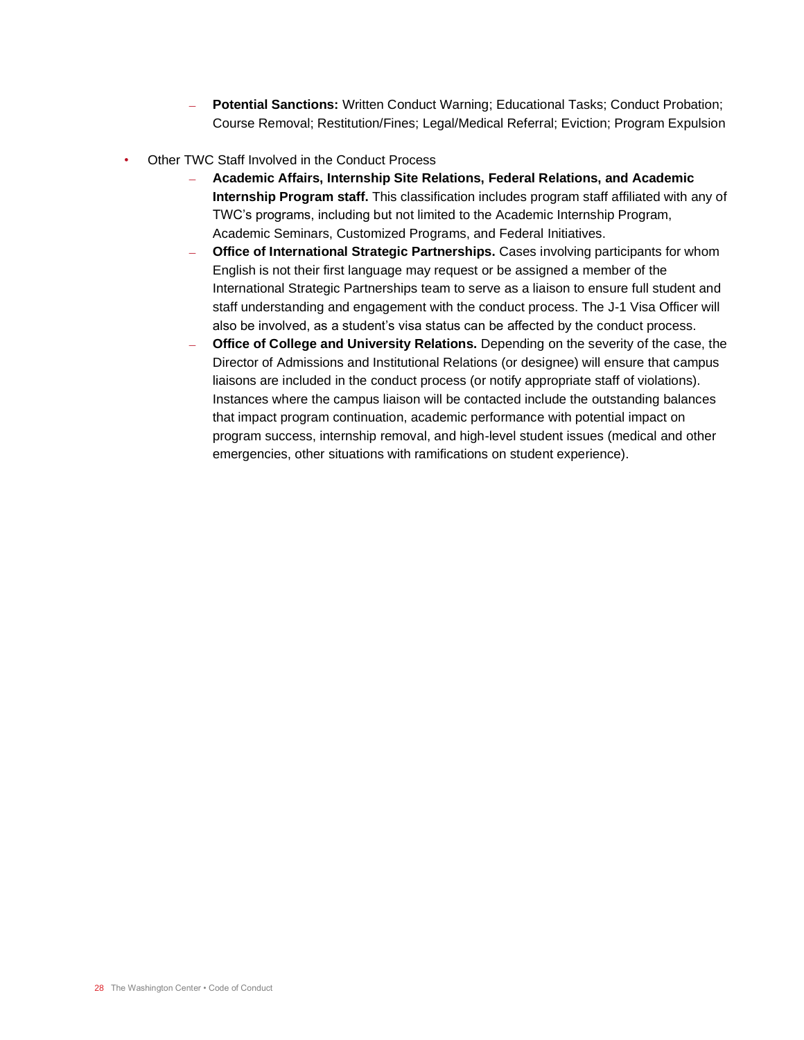- **Potential Sanctions:** Written Conduct Warning; Educational Tasks; Conduct Probation; Course Removal; Restitution/Fines; Legal/Medical Referral; Eviction; Program Expulsion

- Other TWC Staff Involved in the Conduct Process
  - **Academic Affairs, Internship Site Relations, Federal Relations, and Academic Internship Program staff.** This classification includes program staff affiliated with any of TWC's programs, including but not limited to the Academic Internship Program, Academic Seminars, Customized Programs, and Federal Initiatives.
  - **Office of International Strategic Partnerships.** Cases involving participants for whom English is not their first language may request or be assigned a member of the International Strategic Partnerships team to serve as a liaison to ensure full student and staff understanding and engagement with the conduct process. The J-1 Visa Officer will also be involved, as a student's visa status can be affected by the conduct process.
  - **Office of College and University Relations.** Depending on the severity of the case, the Director of Admissions and Institutional Relations (or designee) will ensure that campus liaisons are included in the conduct process (or notify appropriate staff of violations). Instances where the campus liaison will be contacted include the outstanding balances that impact program continuation, academic performance with potential impact on program success, internship removal, and high-level student issues (medical and other emergencies, other situations with ramifications on student experience).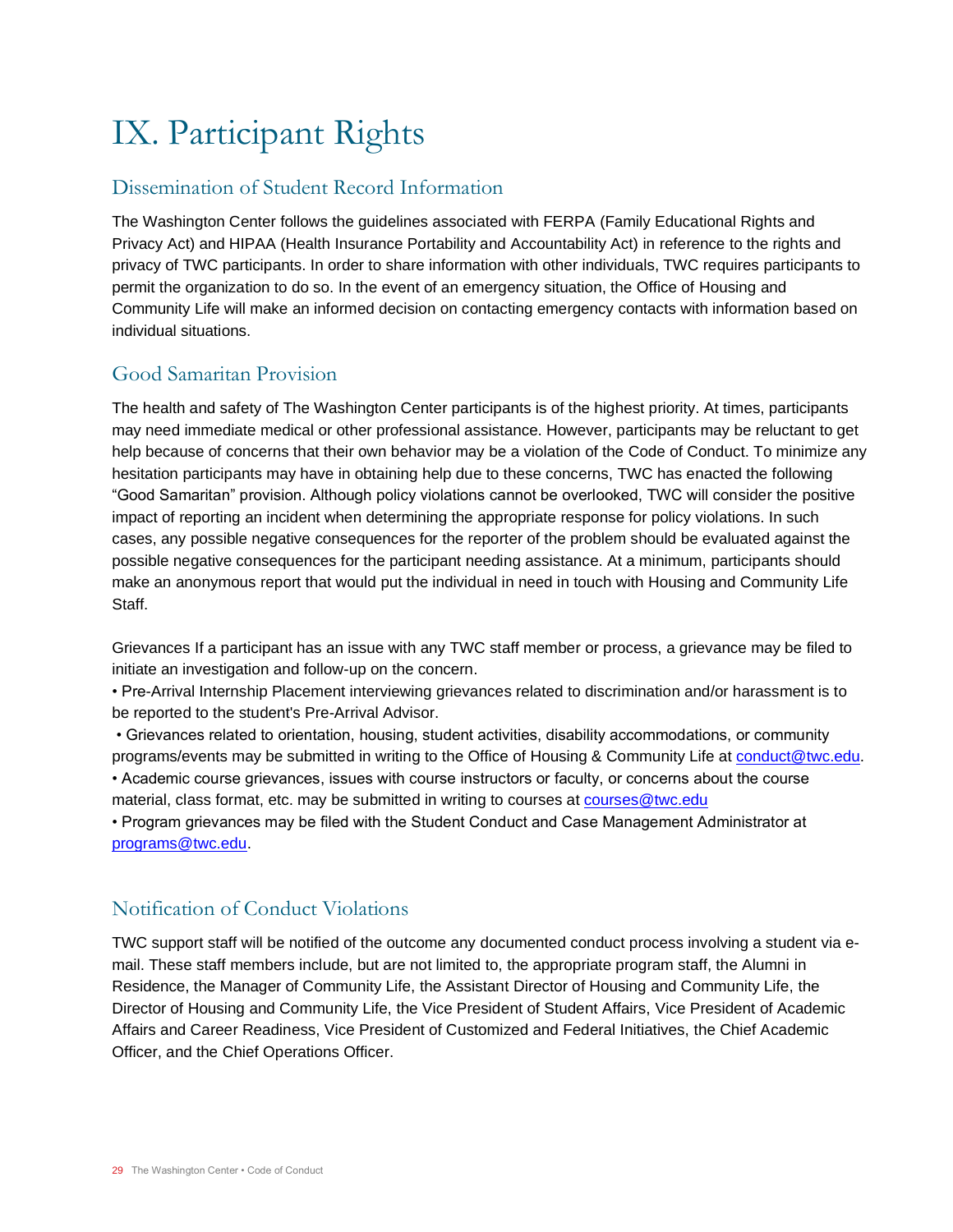# IX. Participant Rights

## Dissemination of Student Record Information

The Washington Center follows the guidelines associated with FERPA (Family Educational Rights and Privacy Act) and HIPAA (Health Insurance Portability and Accountability Act) in reference to the rights and privacy of TWC participants. In order to share information with other individuals, TWC requires participants to permit the organization to do so. In the event of an emergency situation, the Office of Housing and Community Life will make an informed decision on contacting emergency contacts with information based on individual situations.

## Good Samaritan Provision

The health and safety of The Washington Center participants is of the highest priority. At times, participants may need immediate medical or other professional assistance. However, participants may be reluctant to get help because of concerns that their own behavior may be a violation of the Code of Conduct. To minimize any hesitation participants may have in obtaining help due to these concerns, TWC has enacted the following "Good Samaritan" provision. Although policy violations cannot be overlooked, TWC will consider the positive impact of reporting an incident when determining the appropriate response for policy violations. In such cases, any possible negative consequences for the reporter of the problem should be evaluated against the possible negative consequences for the participant needing assistance. At a minimum, participants should make an anonymous report that would put the individual in need in touch with Housing and Community Life Staff.

Grievances If a participant has an issue with any TWC staff member or process, a grievance may be filed to initiate an investigation and follow-up on the concern.

- Pre-Arrival Internship Placement interviewing grievances related to discrimination and/or harassment is to be reported to the student's Pre-Arrival Advisor.
- Grievances related to orientation, housing, student activities, disability accommodations, or community programs/events may be submitted in writing to the Office of Housing & Community Life at conduct@twc.edu.
- Academic course grievances, issues with course instructors or faculty, or concerns about the course material, class format, etc. may be submitted in writing to courses at courses@twc.edu
- Program grievances may be filed with the Student Conduct and Case Management Administrator at programs@twc.edu.

## Notification of Conduct Violations

TWC support staff will be notified of the outcome any documented conduct process involving a student via e-mail. These staff members include, but are not limited to, the appropriate program staff, the Alumni in Residence, the Manager of Community Life, the Assistant Director of Housing and Community Life, the Director of Housing and Community Life, the Vice President of Student Affairs, Vice President of Academic Affairs and Career Readiness, Vice President of Customized and Federal Initiatives, the Chief Academic Officer, and the Chief Operations Officer.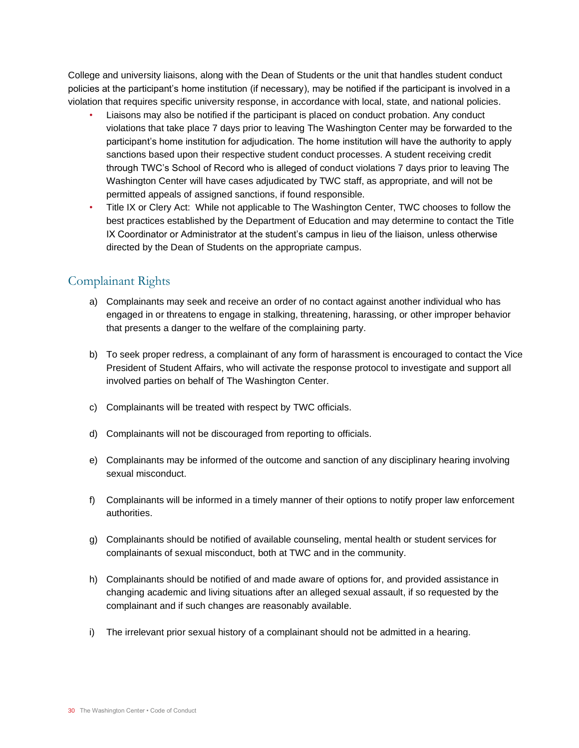College and university liaisons, along with the Dean of Students or the unit that handles student conduct policies at the participant's home institution (if necessary), may be notified if the participant is involved in a violation that requires specific university response, in accordance with local, state, and national policies.

- Liaisons may also be notified if the participant is placed on conduct probation. Any conduct violations that take place 7 days prior to leaving The Washington Center may be forwarded to the participant's home institution for adjudication. The home institution will have the authority to apply sanctions based upon their respective student conduct processes. A student receiving credit through TWC's School of Record who is alleged of conduct violations 7 days prior to leaving The Washington Center will have cases adjudicated by TWC staff, as appropriate, and will not be permitted appeals of assigned sanctions, if found responsible.
- Title IX or Clery Act: While not applicable to The Washington Center, TWC chooses to follow the best practices established by the Department of Education and may determine to contact the Title IX Coordinator or Administrator at the student's campus in lieu of the liaison, unless otherwise directed by the Dean of Students on the appropriate campus.

## Complainant Rights

a) Complainants may seek and receive an order of no contact against another individual who has engaged in or threatens to engage in stalking, threatening, harassing, or other improper behavior that presents a danger to the welfare of the complaining party.

b) To seek proper redress, a complainant of any form of harassment is encouraged to contact the Vice President of Student Affairs, who will activate the response protocol to investigate and support all involved parties on behalf of The Washington Center.

c) Complainants will be treated with respect by TWC officials.

d) Complainants will not be discouraged from reporting to officials.

e) Complainants may be informed of the outcome and sanction of any disciplinary hearing involving sexual misconduct.

f) Complainants will be informed in a timely manner of their options to notify proper law enforcement authorities.

g) Complainants should be notified of available counseling, mental health or student services for complainants of sexual misconduct, both at TWC and in the community.

h) Complainants should be notified of and made aware of options for, and provided assistance in changing academic and living situations after an alleged sexual assault, if so requested by the complainant and if such changes are reasonably available.

i) The irrelevant prior sexual history of a complainant should not be admitted in a hearing.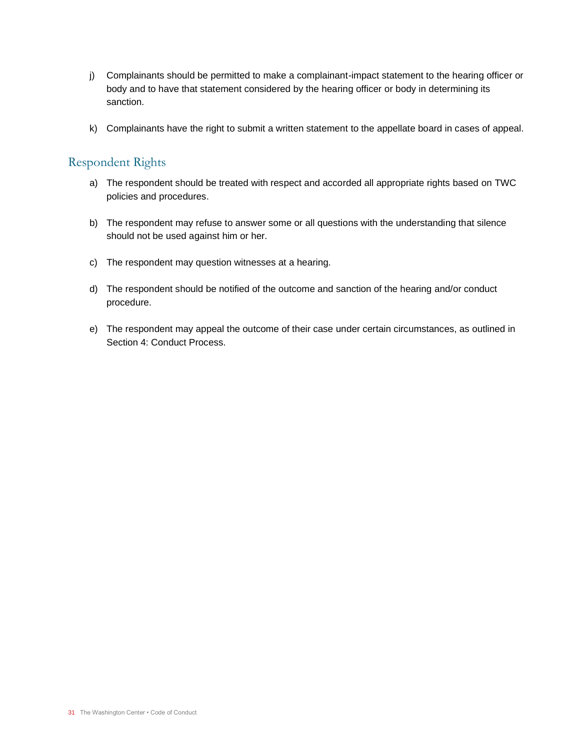j) Complainants should be permitted to make a complainant-impact statement to the hearing officer or body and to have that statement considered by the hearing officer or body in determining its sanction.

k) Complainants have the right to submit a written statement to the appellate board in cases of appeal.

## Respondent Rights

a) The respondent should be treated with respect and accorded all appropriate rights based on TWC policies and procedures.

b) The respondent may refuse to answer some or all questions with the understanding that silence should not be used against him or her.

c) The respondent may question witnesses at a hearing.

d) The respondent should be notified of the outcome and sanction of the hearing and/or conduct procedure.

e) The respondent may appeal the outcome of their case under certain circumstances, as outlined in Section 4: Conduct Process.